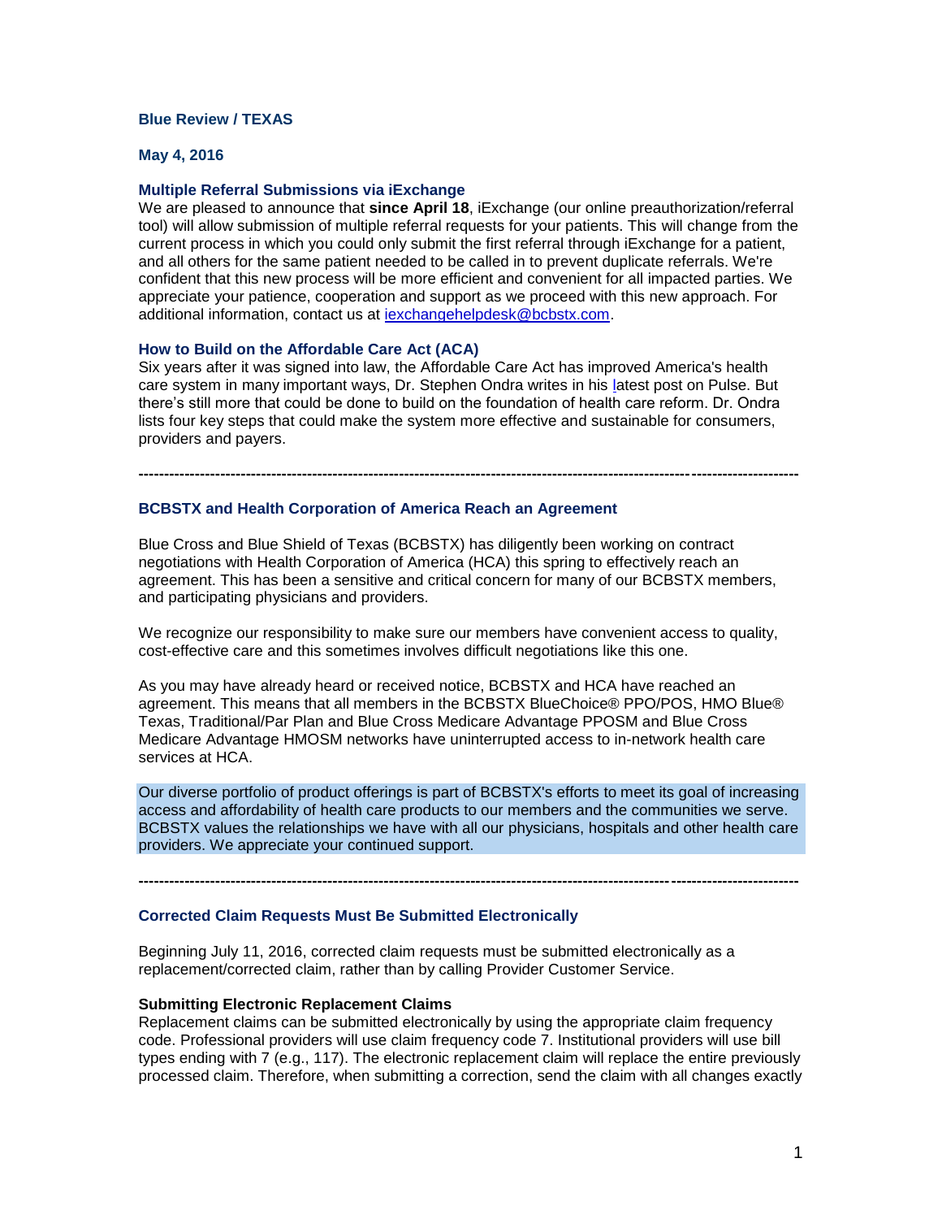**Blue Review / TEXAS**

**May 4, 2016**

### Multiple Referral Submissions via iExchange

We are pleased to announce that **since April 18**, iExchange (our online preauthorization/referral tool) will allow submission of multiple referral requests for your patients. This will change from the current process in which you could only submit the first referral through iExchange for a patient, and all others for the same patient needed to be called in to prevent duplicate referrals. We're confident that this new process will be more efficient and convenient for all impacted parties. We appreciate your patience, cooperation and support as we proceed with this new approach. For additional information, contact us at iexchangehelpdesk@bcbstx.com.

### How to Build on the Affordable Care Act (ACA)

Six years after it was signed into law, the Affordable Care Act has improved America's health care system in many important ways, Dr. Stephen Ondra writes in his latest post on Pulse. But there's still more that could be done to build on the foundation of health care reform. Dr. Ondra lists four key steps that could make the system more effective and sustainable for consumers, providers and payers.

---

### BCBSTX and Health Corporation of America Reach an Agreement

Blue Cross and Blue Shield of Texas (BCBSTX) has diligently been working on contract negotiations with Health Corporation of America (HCA) this spring to effectively reach an agreement. This has been a sensitive and critical concern for many of our BCBSTX members, and participating physicians and providers.

We recognize our responsibility to make sure our members have convenient access to quality, cost-effective care and this sometimes involves difficult negotiations like this one.

As you may have already heard or received notice, BCBSTX and HCA have reached an agreement. This means that all members in the BCBSTX BlueChoice® PPO/POS, HMO Blue® Texas, Traditional/Par Plan and Blue Cross Medicare Advantage PPOSM and Blue Cross Medicare Advantage HMOSM networks have uninterrupted access to in-network health care services at HCA.

Our diverse portfolio of product offerings is part of BCBSTX's efforts to meet its goal of increasing access and affordability of health care products to our members and the communities we serve. BCBSTX values the relationships we have with all our physicians, hospitals and other health care providers. We appreciate your continued support.

---

### Corrected Claim Requests Must Be Submitted Electronically

Beginning July 11, 2016, corrected claim requests must be submitted electronically as a replacement/corrected claim, rather than by calling Provider Customer Service.

#### Submitting Electronic Replacement Claims

Replacement claims can be submitted electronically by using the appropriate claim frequency code. Professional providers will use claim frequency code 7. Institutional providers will use bill types ending with 7 (e.g., 117). The electronic replacement claim will replace the entire previously processed claim. Therefore, when submitting a correction, send the claim with all changes exactly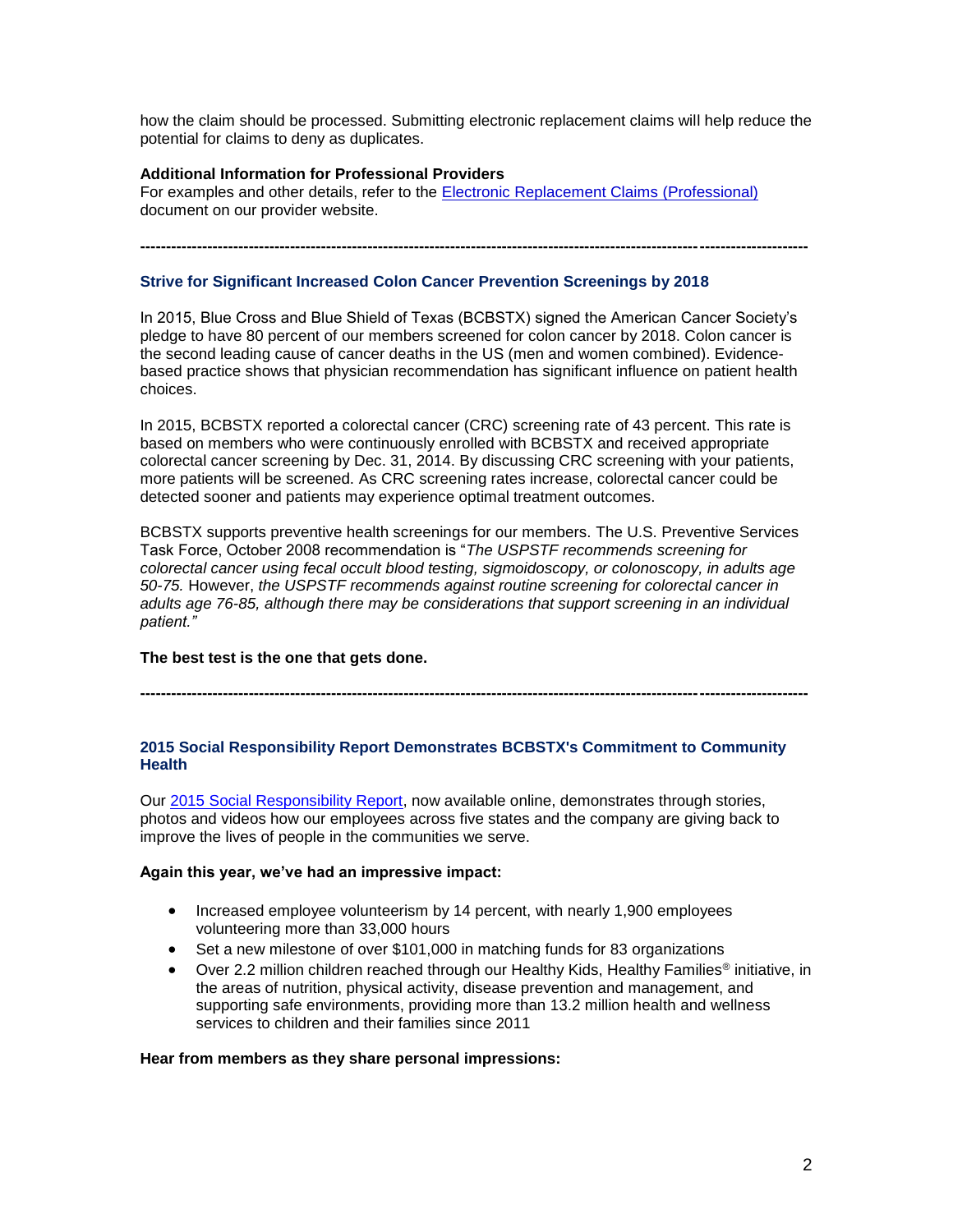how the claim should be processed. Submitting electronic replacement claims will help reduce the potential for claims to deny as duplicates.

**Additional Information for Professional Providers**
For examples and other details, refer to the Electronic Replacement Claims (Professional) document on our provider website.

---

### Strive for Significant Increased Colon Cancer Prevention Screenings by 2018

In 2015, Blue Cross and Blue Shield of Texas (BCBSTX) signed the American Cancer Society's pledge to have 80 percent of our members screened for colon cancer by 2018. Colon cancer is the second leading cause of cancer deaths in the US (men and women combined). Evidence-based practice shows that physician recommendation has significant influence on patient health choices.

In 2015, BCBSTX reported a colorectal cancer (CRC) screening rate of 43 percent. This rate is based on members who were continuously enrolled with BCBSTX and received appropriate colorectal cancer screening by Dec. 31, 2014. By discussing CRC screening with your patients, more patients will be screened. As CRC screening rates increase, colorectal cancer could be detected sooner and patients may experience optimal treatment outcomes.

BCBSTX supports preventive health screenings for our members. The U.S. Preventive Services Task Force, October 2008 recommendation is "*The USPSTF recommends screening for colorectal cancer using fecal occult blood testing, sigmoidoscopy, or colonoscopy, in adults age 50-75.* However, *the USPSTF recommends against routine screening for colorectal cancer in adults age 76-85, although there may be considerations that support screening in an individual patient."*

**The best test is the one that gets done.**

---

### 2015 Social Responsibility Report Demonstrates BCBSTX's Commitment to Community Health

Our 2015 Social Responsibility Report, now available online, demonstrates through stories, photos and videos how our employees across five states and the company are giving back to improve the lives of people in the communities we serve.

**Again this year, we've had an impressive impact:**

- Increased employee volunteerism by 14 percent, with nearly 1,900 employees volunteering more than 33,000 hours
- Set a new milestone of over $101,000 in matching funds for 83 organizations
- Over 2.2 million children reached through our Healthy Kids, Healthy Families® initiative, in the areas of nutrition, physical activity, disease prevention and management, and supporting safe environments, providing more than 13.2 million health and wellness services to children and their families since 2011

**Hear from members as they share personal impressions:**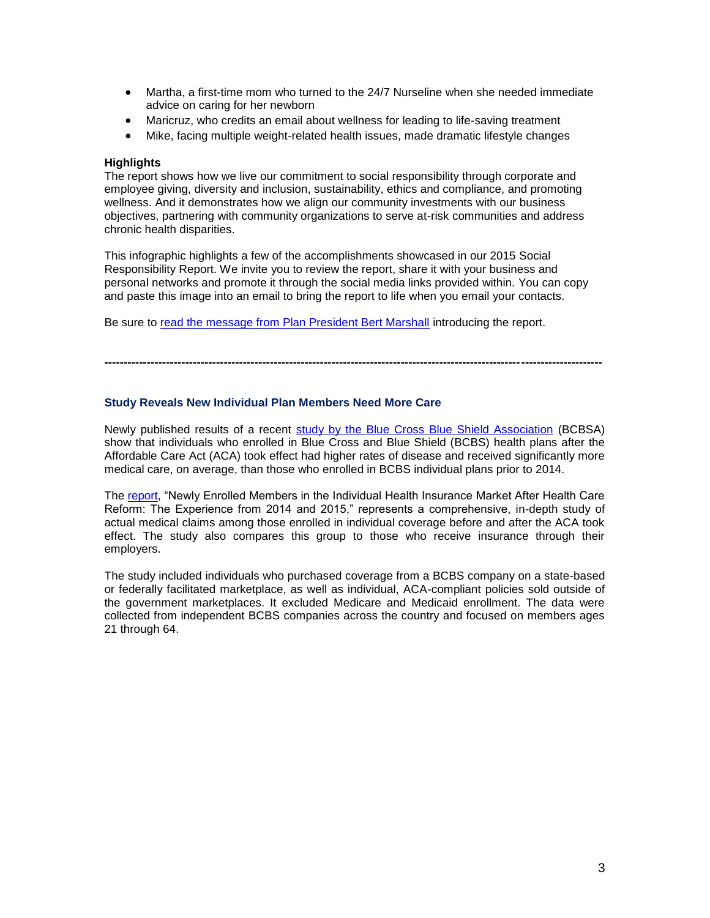- Martha, a first-time mom who turned to the 24/7 Nurseline when she needed immediate advice on caring for her newborn
- Maricruz, who credits an email about wellness for leading to life-saving treatment
- Mike, facing multiple weight-related health issues, made dramatic lifestyle changes

**Highlights**

The report shows how we live our commitment to social responsibility through corporate and employee giving, diversity and inclusion, sustainability, ethics and compliance, and promoting wellness. And it demonstrates how we align our community investments with our business objectives, partnering with community organizations to serve at-risk communities and address chronic health disparities.

This infographic highlights a few of the accomplishments showcased in our 2015 Social Responsibility Report. We invite you to review the report, share it with your business and personal networks and promote it through the social media links provided within. You can copy and paste this image into an email to bring the report to life when you email your contacts.

Be sure to read the message from Plan President Bert Marshall introducing the report.

---

### Study Reveals New Individual Plan Members Need More Care

Newly published results of a recent study by the Blue Cross Blue Shield Association (BCBSA) show that individuals who enrolled in Blue Cross and Blue Shield (BCBS) health plans after the Affordable Care Act (ACA) took effect had higher rates of disease and received significantly more medical care, on average, than those who enrolled in BCBS individual plans prior to 2014.

The report, "Newly Enrolled Members in the Individual Health Insurance Market After Health Care Reform: The Experience from 2014 and 2015," represents a comprehensive, in-depth study of actual medical claims among those enrolled in individual coverage before and after the ACA took effect. The study also compares this group to those who receive insurance through their employers.

The study included individuals who purchased coverage from a BCBS company on a state-based or federally facilitated marketplace, as well as individual, ACA-compliant policies sold outside of the government marketplaces. It excluded Medicare and Medicaid enrollment. The data were collected from independent BCBS companies across the country and focused on members ages 21 through 64.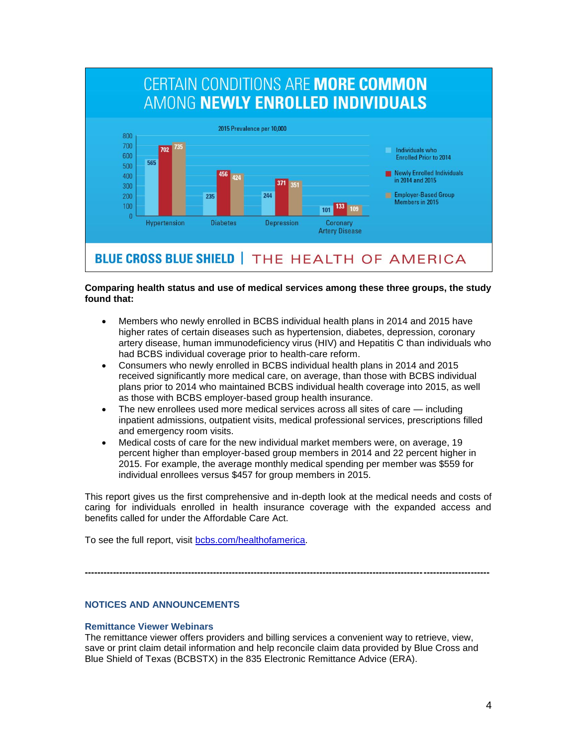## CERTAIN CONDITIONS ARE **MORE COMMON** AMONG **NEWLY ENROLLED INDIVIDUALS**

2015 Prevalence per 10,000

| Condition | Individuals who Enrolled Prior to 2014 | Newly Enrolled Individuals in 2014 and 2015 | Employer-Based Group Members in 2015 |
|---|---|---|---|
| Hypertension | 565 | 702 | 735 |
| Diabetes | 235 | 456 | 424 |
| Depression | 244 | 371 | 351 |
| Coronary Artery Disease | 101 | 133 | 109 |

**BLUE CROSS BLUE SHIELD** | THE HEALTH OF AMERICA

**Comparing health status and use of medical services among these three groups, the study found that:**

- Members who newly enrolled in BCBS individual health plans in 2014 and 2015 have higher rates of certain diseases such as hypertension, diabetes, depression, coronary artery disease, human immunodeficiency virus (HIV) and Hepatitis C than individuals who had BCBS individual coverage prior to health-care reform.
- Consumers who newly enrolled in BCBS individual health plans in 2014 and 2015 received significantly more medical care, on average, than those with BCBS individual plans prior to 2014 who maintained BCBS individual health coverage into 2015, as well as those with BCBS employer-based group health insurance.
- The new enrollees used more medical services across all sites of care — including inpatient admissions, outpatient visits, medical professional services, prescriptions filled and emergency room visits.
- Medical costs of care for the new individual market members were, on average, 19 percent higher than employer-based group members in 2014 and 22 percent higher in 2015. For example, the average monthly medical spending per member was $559 for individual enrollees versus $457 for group members in 2015.

This report gives us the first comprehensive and in-depth look at the medical needs and costs of caring for individuals enrolled in health insurance coverage with the expanded access and benefits called for under the Affordable Care Act.

To see the full report, visit [bcbs.com/healthofamerica](bcbs.com/healthofamerica).

---

## NOTICES AND ANNOUNCEMENTS

### Remittance Viewer Webinars

The remittance viewer offers providers and billing services a convenient way to retrieve, view, save or print claim detail information and help reconcile claim data provided by Blue Cross and Blue Shield of Texas (BCBSTX) in the 835 Electronic Remittance Advice (ERA).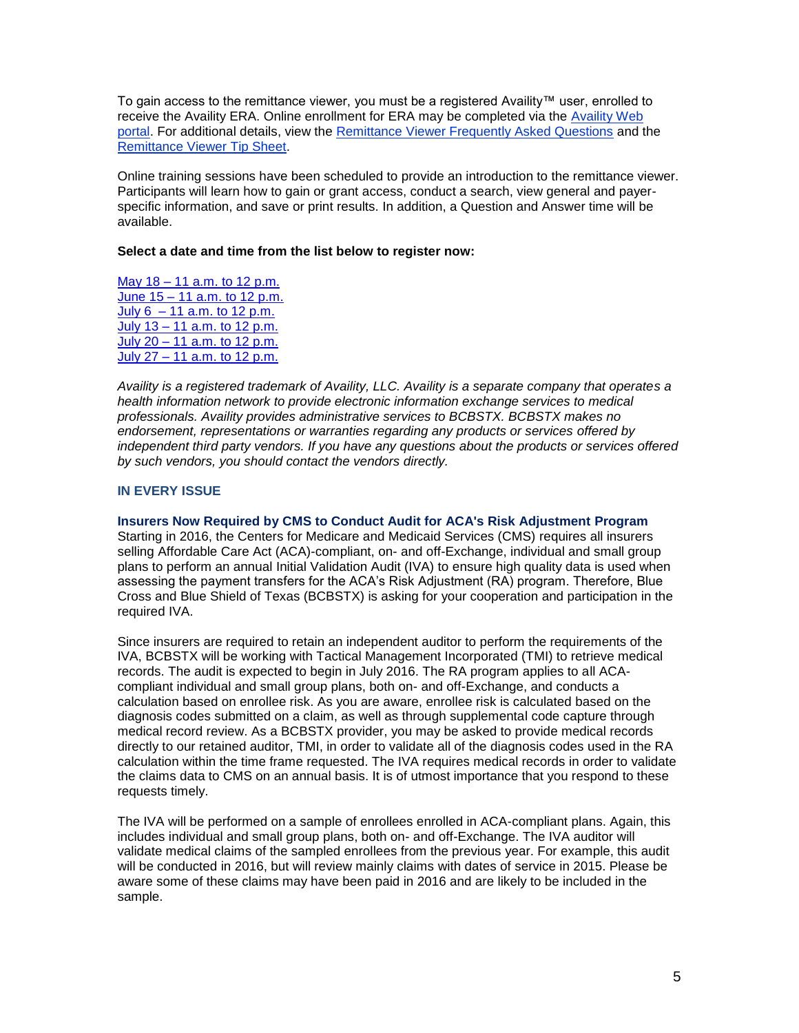To gain access to the remittance viewer, you must be a registered Availity™ user, enrolled to receive the Availity ERA. Online enrollment for ERA may be completed via the Availity Web portal. For additional details, view the Remittance Viewer Frequently Asked Questions and the Remittance Viewer Tip Sheet.

Online training sessions have been scheduled to provide an introduction to the remittance viewer. Participants will learn how to gain or grant access, conduct a search, view general and payer-specific information, and save or print results. In addition, a Question and Answer time will be available.

**Select a date and time from the list below to register now:**

May 18 – 11 a.m. to 12 p.m.
June 15 – 11 a.m. to 12 p.m.
July 6 – 11 a.m. to 12 p.m.
July 13 – 11 a.m. to 12 p.m.
July 20 – 11 a.m. to 12 p.m.
July 27 – 11 a.m. to 12 p.m.

*Availity is a registered trademark of Availity, LLC. Availity is a separate company that operates a health information network to provide electronic information exchange services to medical professionals. Availity provides administrative services to BCBSTX. BCBSTX makes no endorsement, representations or warranties regarding any products or services offered by independent third party vendors. If you have any questions about the products or services offered by such vendors, you should contact the vendors directly.*

## IN EVERY ISSUE

### Insurers Now Required by CMS to Conduct Audit for ACA's Risk Adjustment Program

Starting in 2016, the Centers for Medicare and Medicaid Services (CMS) requires all insurers selling Affordable Care Act (ACA)-compliant, on- and off-Exchange, individual and small group plans to perform an annual Initial Validation Audit (IVA) to ensure high quality data is used when assessing the payment transfers for the ACA's Risk Adjustment (RA) program. Therefore, Blue Cross and Blue Shield of Texas (BCBSTX) is asking for your cooperation and participation in the required IVA.

Since insurers are required to retain an independent auditor to perform the requirements of the IVA, BCBSTX will be working with Tactical Management Incorporated (TMI) to retrieve medical records. The audit is expected to begin in July 2016. The RA program applies to all ACA-compliant individual and small group plans, both on- and off-Exchange, and conducts a calculation based on enrollee risk. As you are aware, enrollee risk is calculated based on the diagnosis codes submitted on a claim, as well as through supplemental code capture through medical record review. As a BCBSTX provider, you may be asked to provide medical records directly to our retained auditor, TMI, in order to validate all of the diagnosis codes used in the RA calculation within the time frame requested. The IVA requires medical records in order to validate the claims data to CMS on an annual basis. It is of utmost importance that you respond to these requests timely.

The IVA will be performed on a sample of enrollees enrolled in ACA-compliant plans. Again, this includes individual and small group plans, both on- and off-Exchange. The IVA auditor will validate medical claims of the sampled enrollees from the previous year. For example, this audit will be conducted in 2016, but will review mainly claims with dates of service in 2015. Please be aware some of these claims may have been paid in 2016 and are likely to be included in the sample.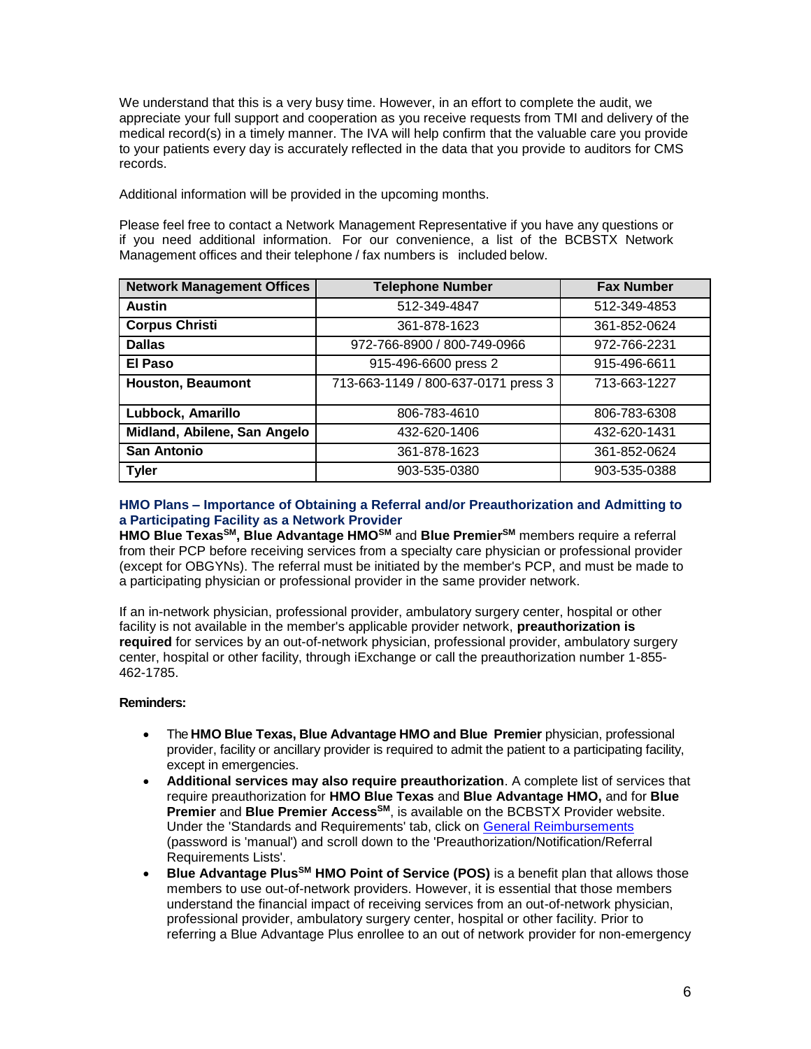We understand that this is a very busy time. However, in an effort to complete the audit, we appreciate your full support and cooperation as you receive requests from TMI and delivery of the medical record(s) in a timely manner. The IVA will help confirm that the valuable care you provide to your patients every day is accurately reflected in the data that you provide to auditors for CMS records.

Additional information will be provided in the upcoming months.

Please feel free to contact a Network Management Representative if you have any questions or if you need additional information. For our convenience, a list of the BCBSTX Network Management offices and their telephone / fax numbers is included below.

| Network Management Offices | Telephone Number | Fax Number |
|---|---|---|
| **Austin** | 512-349-4847 | 512-349-4853 |
| **Corpus Christi** | 361-878-1623 | 361-852-0624 |
| **Dallas** | 972-766-8900 / 800-749-0966 | 972-766-2231 |
| **El Paso** | 915-496-6600 press 2 | 915-496-6611 |
| **Houston, Beaumont** | 713-663-1149 / 800-637-0171 press 3 | 713-663-1227 |
| **Lubbock, Amarillo** | 806-783-4610 | 806-783-6308 |
| **Midland, Abilene, San Angelo** | 432-620-1406 | 432-620-1431 |
| **San Antonio** | 361-878-1623 | 361-852-0624 |
| **Tyler** | 903-535-0380 | 903-535-0388 |

### HMO Plans – Importance of Obtaining a Referral and/or Preauthorization and Admitting to a Participating Facility as a Network Provider

**HMO Blue Texas[SM], Blue Advantage HMO[SM]** and **Blue Premier[SM]** members require a referral from their PCP before receiving services from a specialty care physician or professional provider (except for OBGYNs). The referral must be initiated by the member's PCP, and must be made to a participating physician or professional provider in the same provider network.

If an in-network physician, professional provider, ambulatory surgery center, hospital or other facility is not available in the member's applicable provider network, **preauthorization is required** for services by an out-of-network physician, professional provider, ambulatory surgery center, hospital or other facility, through iExchange or call the preauthorization number 1-855-462-1785.

**Reminders:**

- The **HMO Blue Texas, Blue Advantage HMO and Blue Premier** physician, professional provider, facility or ancillary provider is required to admit the patient to a participating facility, except in emergencies.
- **Additional services may also require preauthorization**. A complete list of services that require preauthorization for **HMO Blue Texas** and **Blue Advantage HMO,** and for **Blue Premier** and **Blue Premier Access[SM]**, is available on the BCBSTX Provider website. Under the 'Standards and Requirements' tab, click on General Reimbursements (password is 'manual') and scroll down to the 'Preauthorization/Notification/Referral Requirements Lists'.
- **Blue Advantage Plus[SM] HMO Point of Service (POS)** is a benefit plan that allows those members to use out-of-network providers. However, it is essential that those members understand the financial impact of receiving services from an out-of-network physician, professional provider, ambulatory surgery center, hospital or other facility. Prior to referring a Blue Advantage Plus enrollee to an out of network provider for non-emergency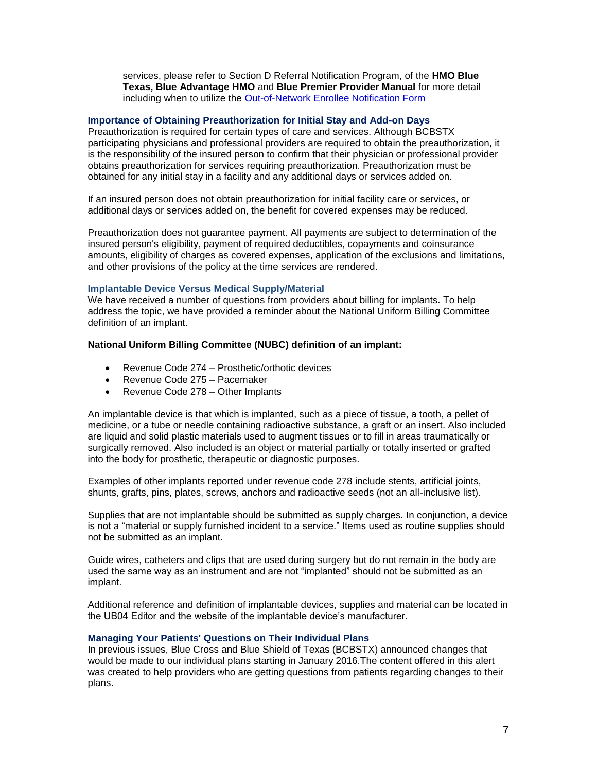services, please refer to Section D Referral Notification Program, of the **HMO Blue Texas, Blue Advantage HMO** and **Blue Premier Provider Manual** for more detail including when to utilize the Out-of-Network Enrollee Notification Form

### Importance of Obtaining Preauthorization for Initial Stay and Add-on Days

Preauthorization is required for certain types of care and services. Although BCBSTX participating physicians and professional providers are required to obtain the preauthorization, it is the responsibility of the insured person to confirm that their physician or professional provider obtains preauthorization for services requiring preauthorization. Preauthorization must be obtained for any initial stay in a facility and any additional days or services added on.

If an insured person does not obtain preauthorization for initial facility care or services, or additional days or services added on, the benefit for covered expenses may be reduced.

Preauthorization does not guarantee payment. All payments are subject to determination of the insured person's eligibility, payment of required deductibles, copayments and coinsurance amounts, eligibility of charges as covered expenses, application of the exclusions and limitations, and other provisions of the policy at the time services are rendered.

### Implantable Device Versus Medical Supply/Material

We have received a number of questions from providers about billing for implants. To help address the topic, we have provided a reminder about the National Uniform Billing Committee definition of an implant.

**National Uniform Billing Committee (NUBC) definition of an implant:**

- Revenue Code 274 – Prosthetic/orthotic devices
- Revenue Code 275 – Pacemaker
- Revenue Code 278 – Other Implants

An implantable device is that which is implanted, such as a piece of tissue, a tooth, a pellet of medicine, or a tube or needle containing radioactive substance, a graft or an insert. Also included are liquid and solid plastic materials used to augment tissues or to fill in areas traumatically or surgically removed. Also included is an object or material partially or totally inserted or grafted into the body for prosthetic, therapeutic or diagnostic purposes.

Examples of other implants reported under revenue code 278 include stents, artificial joints, shunts, grafts, pins, plates, screws, anchors and radioactive seeds (not an all-inclusive list).

Supplies that are not implantable should be submitted as supply charges. In conjunction, a device is not a "material or supply furnished incident to a service." Items used as routine supplies should not be submitted as an implant.

Guide wires, catheters and clips that are used during surgery but do not remain in the body are used the same way as an instrument and are not "implanted" should not be submitted as an implant.

Additional reference and definition of implantable devices, supplies and material can be located in the UB04 Editor and the website of the implantable device's manufacturer.

### Managing Your Patients' Questions on Their Individual Plans

In previous issues, Blue Cross and Blue Shield of Texas (BCBSTX) announced changes that would be made to our individual plans starting in January 2016.The content offered in this alert was created to help providers who are getting questions from patients regarding changes to their plans.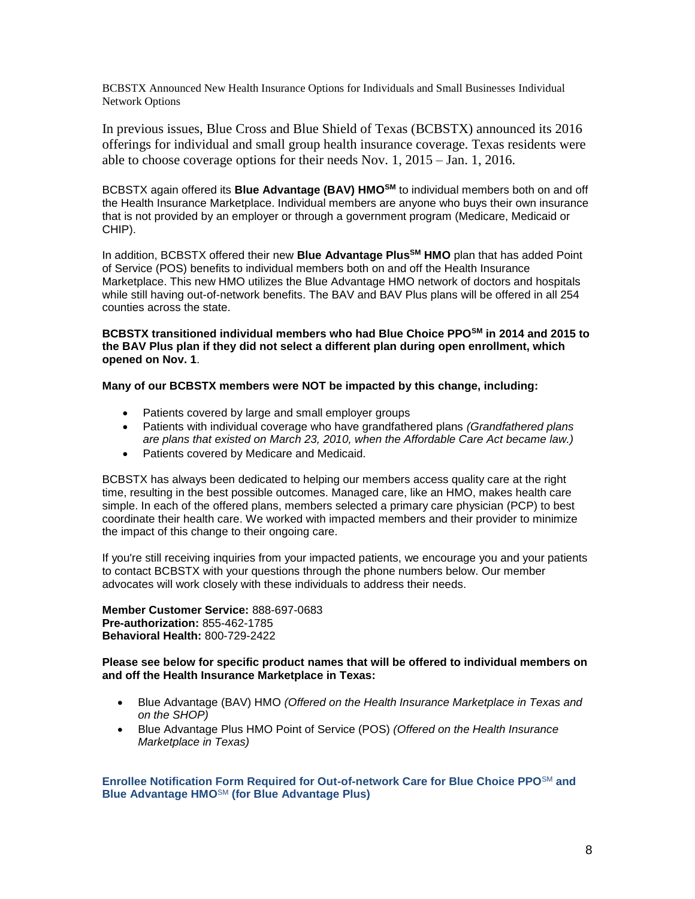BCBSTX Announced New Health Insurance Options for Individuals and Small Businesses Individual Network Options

In previous issues, Blue Cross and Blue Shield of Texas (BCBSTX) announced its 2016 offerings for individual and small group health insurance coverage. Texas residents were able to choose coverage options for their needs Nov. 1, 2015 – Jan. 1, 2016.

BCBSTX again offered its **Blue Advantage (BAV) HMO℠** to individual members both on and off the Health Insurance Marketplace. Individual members are anyone who buys their own insurance that is not provided by an employer or through a government program (Medicare, Medicaid or CHIP).

In addition, BCBSTX offered their new **Blue Advantage Plus℠ HMO** plan that has added Point of Service (POS) benefits to individual members both on and off the Health Insurance Marketplace. This new HMO utilizes the Blue Advantage HMO network of doctors and hospitals while still having out-of-network benefits. The BAV and BAV Plus plans will be offered in all 254 counties across the state.

**BCBSTX transitioned individual members who had Blue Choice PPO℠ in 2014 and 2015 to the BAV Plus plan if they did not select a different plan during open enrollment, which opened on Nov. 1**.

**Many of our BCBSTX members were NOT be impacted by this change, including:**

- Patients covered by large and small employer groups
- Patients with individual coverage who have grandfathered plans *(Grandfathered plans are plans that existed on March 23, 2010, when the Affordable Care Act became law.)*
- Patients covered by Medicare and Medicaid.

BCBSTX has always been dedicated to helping our members access quality care at the right time, resulting in the best possible outcomes. Managed care, like an HMO, makes health care simple. In each of the offered plans, members selected a primary care physician (PCP) to best coordinate their health care. We worked with impacted members and their provider to minimize the impact of this change to their ongoing care.

If you're still receiving inquiries from your impacted patients, we encourage you and your patients to contact BCBSTX with your questions through the phone numbers below. Our member advocates will work closely with these individuals to address their needs.

**Member Customer Service:** 888-697-0683
**Pre-authorization:** 855-462-1785
**Behavioral Health:** 800-729-2422

**Please see below for specific product names that will be offered to individual members on and off the Health Insurance Marketplace in Texas:**

- Blue Advantage (BAV) HMO *(Offered on the Health Insurance Marketplace in Texas and on the SHOP)*
- Blue Advantage Plus HMO Point of Service (POS) *(Offered on the Health Insurance Marketplace in Texas)*

### Enrollee Notification Form Required for Out-of-network Care for Blue Choice PPO℠ and Blue Advantage HMO℠ (for Blue Advantage Plus)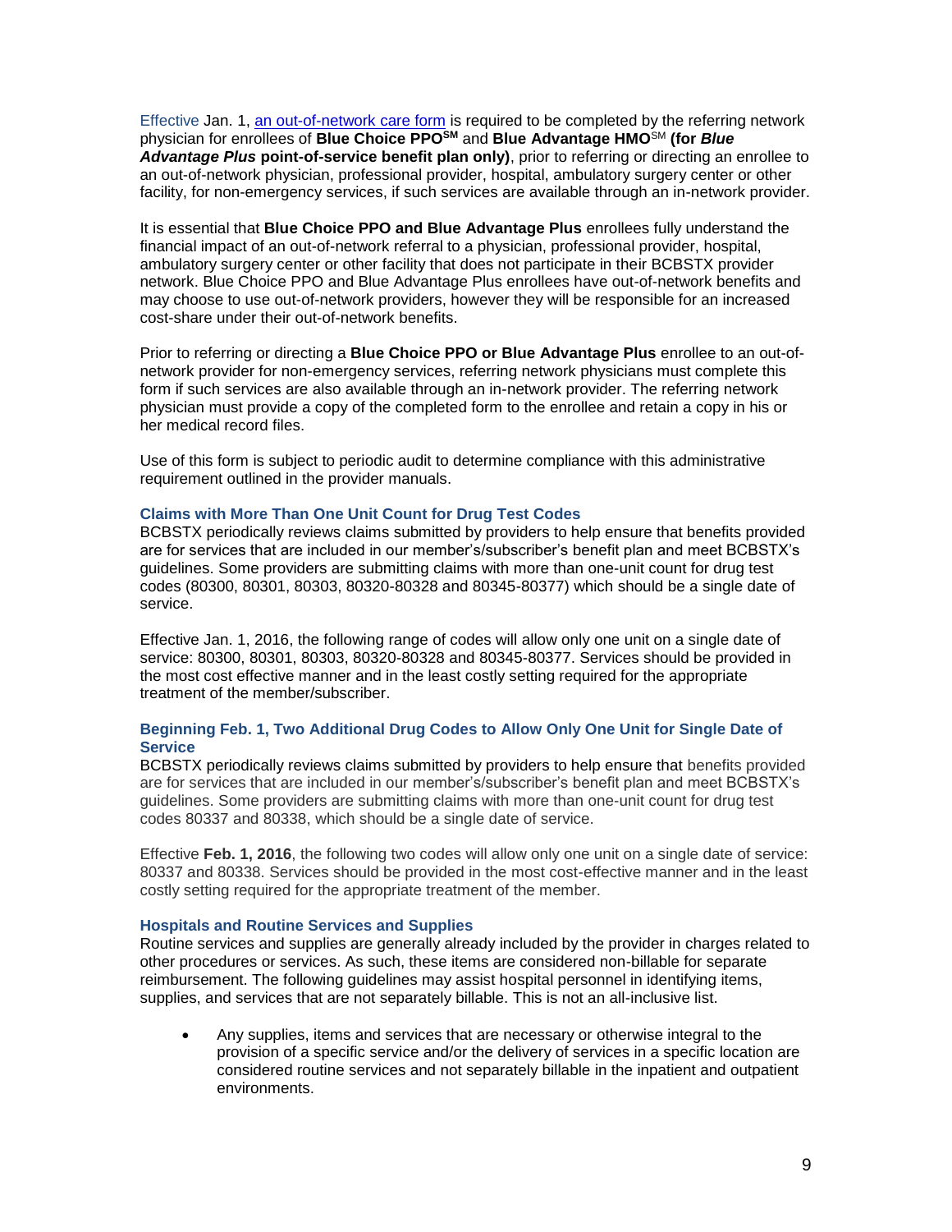Effective Jan. 1, [an out-of-network care form](#) is required to be completed by the referring network physician for enrollees of **Blue Choice PPO℠** and **Blue Advantage HMO**℠ **(for *Blue Advantage Plus* point-of-service benefit plan only)**, prior to referring or directing an enrollee to an out-of-network physician, professional provider, hospital, ambulatory surgery center or other facility, for non-emergency services, if such services are available through an in-network provider.

It is essential that **Blue Choice PPO and Blue Advantage Plus** enrollees fully understand the financial impact of an out-of-network referral to a physician, professional provider, hospital, ambulatory surgery center or other facility that does not participate in their BCBSTX provider network. Blue Choice PPO and Blue Advantage Plus enrollees have out-of-network benefits and may choose to use out-of-network providers, however they will be responsible for an increased cost-share under their out-of-network benefits.

Prior to referring or directing a **Blue Choice PPO or Blue Advantage Plus** enrollee to an out-of-network provider for non-emergency services, referring network physicians must complete this form if such services are also available through an in-network provider. The referring network physician must provide a copy of the completed form to the enrollee and retain a copy in his or her medical record files.

Use of this form is subject to periodic audit to determine compliance with this administrative requirement outlined in the provider manuals.

### Claims with More Than One Unit Count for Drug Test Codes

BCBSTX periodically reviews claims submitted by providers to help ensure that benefits provided are for services that are included in our member's/subscriber's benefit plan and meet BCBSTX's guidelines. Some providers are submitting claims with more than one-unit count for drug test codes (80300, 80301, 80303, 80320-80328 and 80345-80377) which should be a single date of service.

Effective Jan. 1, 2016, the following range of codes will allow only one unit on a single date of service: 80300, 80301, 80303, 80320-80328 and 80345-80377. Services should be provided in the most cost effective manner and in the least costly setting required for the appropriate treatment of the member/subscriber.

### Beginning Feb. 1, Two Additional Drug Codes to Allow Only One Unit for Single Date of Service

BCBSTX periodically reviews claims submitted by providers to help ensure that benefits provided are for services that are included in our member's/subscriber's benefit plan and meet BCBSTX's guidelines. Some providers are submitting claims with more than one-unit count for drug test codes 80337 and 80338, which should be a single date of service.

Effective **Feb. 1, 2016**, the following two codes will allow only one unit on a single date of service: 80337 and 80338. Services should be provided in the most cost-effective manner and in the least costly setting required for the appropriate treatment of the member.

### Hospitals and Routine Services and Supplies

Routine services and supplies are generally already included by the provider in charges related to other procedures or services. As such, these items are considered non-billable for separate reimbursement. The following guidelines may assist hospital personnel in identifying items, supplies, and services that are not separately billable. This is not an all-inclusive list.

- Any supplies, items and services that are necessary or otherwise integral to the provision of a specific service and/or the delivery of services in a specific location are considered routine services and not separately billable in the inpatient and outpatient environments.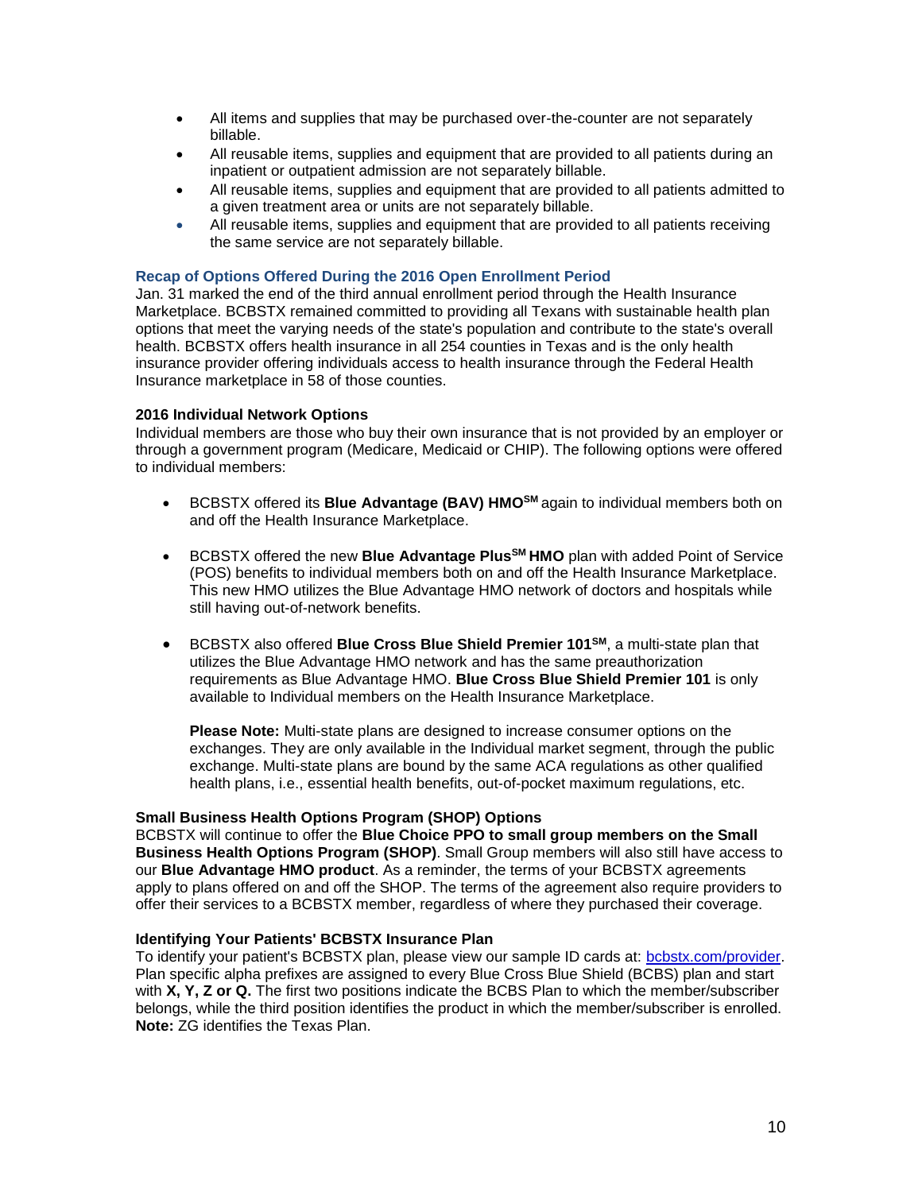- All items and supplies that may be purchased over-the-counter are not separately billable.
- All reusable items, supplies and equipment that are provided to all patients during an inpatient or outpatient admission are not separately billable.
- All reusable items, supplies and equipment that are provided to all patients admitted to a given treatment area or units are not separately billable.
- All reusable items, supplies and equipment that are provided to all patients receiving the same service are not separately billable.

### Recap of Options Offered During the 2016 Open Enrollment Period

Jan. 31 marked the end of the third annual enrollment period through the Health Insurance Marketplace. BCBSTX remained committed to providing all Texans with sustainable health plan options that meet the varying needs of the state's population and contribute to the state's overall health. BCBSTX offers health insurance in all 254 counties in Texas and is the only health insurance provider offering individuals access to health insurance through the Federal Health Insurance marketplace in 58 of those counties.

**2016 Individual Network Options**

Individual members are those who buy their own insurance that is not provided by an employer or through a government program (Medicare, Medicaid or CHIP). The following options were offered to individual members:

- BCBSTX offered its **Blue Advantage (BAV) HMO**℠ again to individual members both on and off the Health Insurance Marketplace.
- BCBSTX offered the new **Blue Advantage Plus**℠ **HMO** plan with added Point of Service (POS) benefits to individual members both on and off the Health Insurance Marketplace. This new HMO utilizes the Blue Advantage HMO network of doctors and hospitals while still having out-of-network benefits.
- BCBSTX also offered **Blue Cross Blue Shield Premier 101**℠, a multi-state plan that utilizes the Blue Advantage HMO network and has the same preauthorization requirements as Blue Advantage HMO. **Blue Cross Blue Shield Premier 101** is only available to Individual members on the Health Insurance Marketplace.

  **Please Note:** Multi-state plans are designed to increase consumer options on the exchanges. They are only available in the Individual market segment, through the public exchange. Multi-state plans are bound by the same ACA regulations as other qualified health plans, i.e., essential health benefits, out-of-pocket maximum regulations, etc.

**Small Business Health Options Program (SHOP) Options**

BCBSTX will continue to offer the **Blue Choice PPO to small group members on the Small Business Health Options Program (SHOP)**. Small Group members will also still have access to our **Blue Advantage HMO product**. As a reminder, the terms of your BCBSTX agreements apply to plans offered on and off the SHOP. The terms of the agreement also require providers to offer their services to a BCBSTX member, regardless of where they purchased their coverage.

**Identifying Your Patients' BCBSTX Insurance Plan**

To identify your patient's BCBSTX plan, please view our sample ID cards at: bcbstx.com/provider. Plan specific alpha prefixes are assigned to every Blue Cross Blue Shield (BCBS) plan and start with **X, Y, Z or Q.** The first two positions indicate the BCBS Plan to which the member/subscriber belongs, while the third position identifies the product in which the member/subscriber is enrolled. **Note:** ZG identifies the Texas Plan.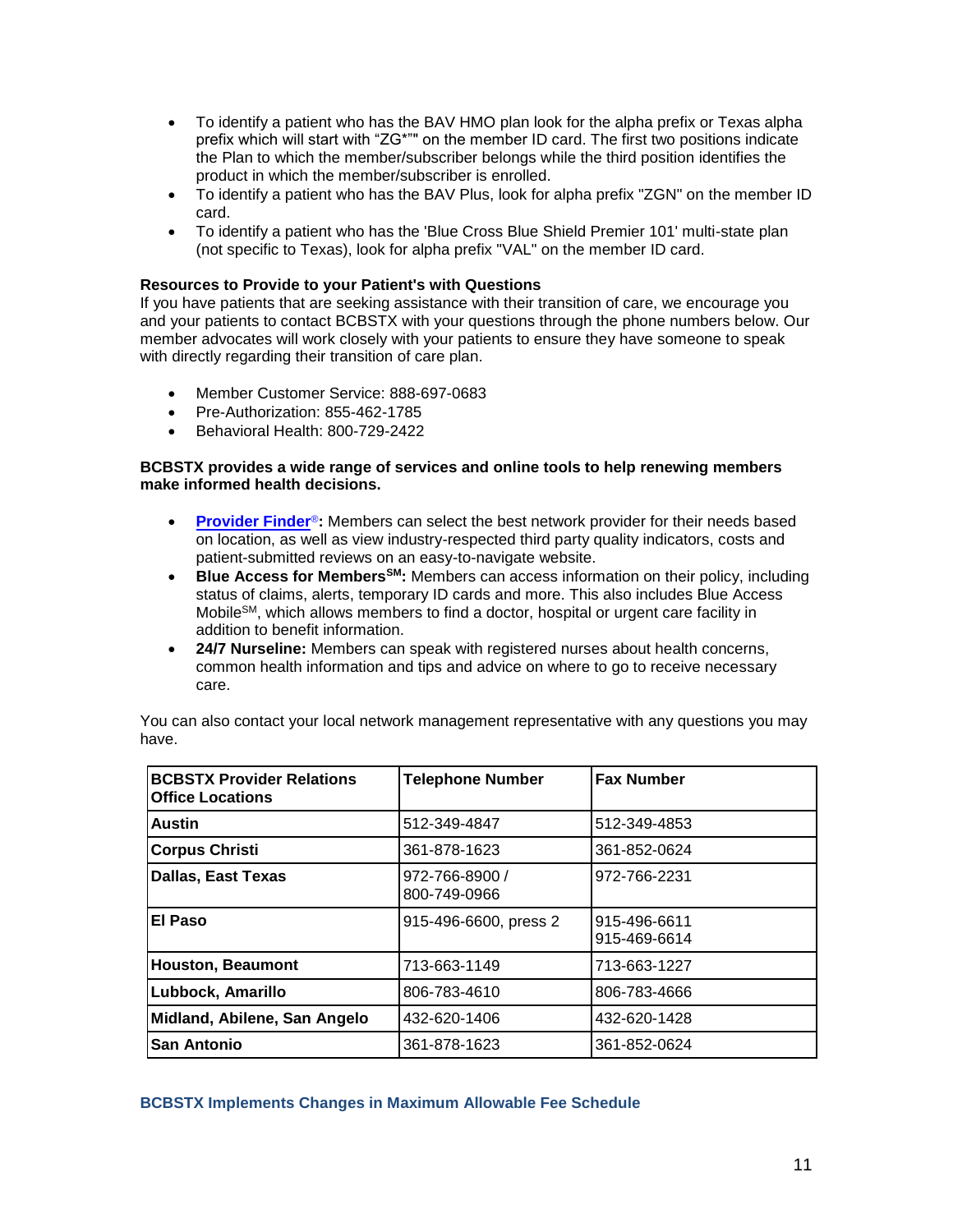- To identify a patient who has the BAV HMO plan look for the alpha prefix or Texas alpha prefix which will start with "ZG*"" on the member ID card. The first two positions indicate the Plan to which the member/subscriber belongs while the third position identifies the product in which the member/subscriber is enrolled.
- To identify a patient who has the BAV Plus, look for alpha prefix "ZGN" on the member ID card.
- To identify a patient who has the 'Blue Cross Blue Shield Premier 101' multi-state plan (not specific to Texas), look for alpha prefix "VAL" on the member ID card.

**Resources to Provide to your Patient's with Questions**
If you have patients that are seeking assistance with their transition of care, we encourage you and your patients to contact BCBSTX with your questions through the phone numbers below. Our member advocates will work closely with your patients to ensure they have someone to speak with directly regarding their transition of care plan.

- Member Customer Service: 888-697-0683
- Pre-Authorization: 855-462-1785
- Behavioral Health: 800-729-2422

**BCBSTX provides a wide range of services and online tools to help renewing members make informed health decisions.**

- **Provider Finder®:** Members can select the best network provider for their needs based on location, as well as view industry-respected third party quality indicators, costs and patient-submitted reviews on an easy-to-navigate website.
- **Blue Access for Members℠:** Members can access information on their policy, including status of claims, alerts, temporary ID cards and more. This also includes Blue Access Mobile℠, which allows members to find a doctor, hospital or urgent care facility in addition to benefit information.
- **24/7 Nurseline:** Members can speak with registered nurses about health concerns, common health information and tips and advice on where to go to receive necessary care.

You can also contact your local network management representative with any questions you may have.

| BCBSTX Provider Relations Office Locations | Telephone Number | Fax Number |
|---|---|---|
| **Austin** | 512-349-4847 | 512-349-4853 |
| **Corpus Christi** | 361-878-1623 | 361-852-0624 |
| **Dallas, East Texas** | 972-766-8900 / 800-749-0966 | 972-766-2231 |
| **El Paso** | 915-496-6600, press 2 | 915-496-6611 915-469-6614 |
| **Houston, Beaumont** | 713-663-1149 | 713-663-1227 |
| **Lubbock, Amarillo** | 806-783-4610 | 806-783-4666 |
| **Midland, Abilene, San Angelo** | 432-620-1406 | 432-620-1428 |
| **San Antonio** | 361-878-1623 | 361-852-0624 |

### BCBSTX Implements Changes in Maximum Allowable Fee Schedule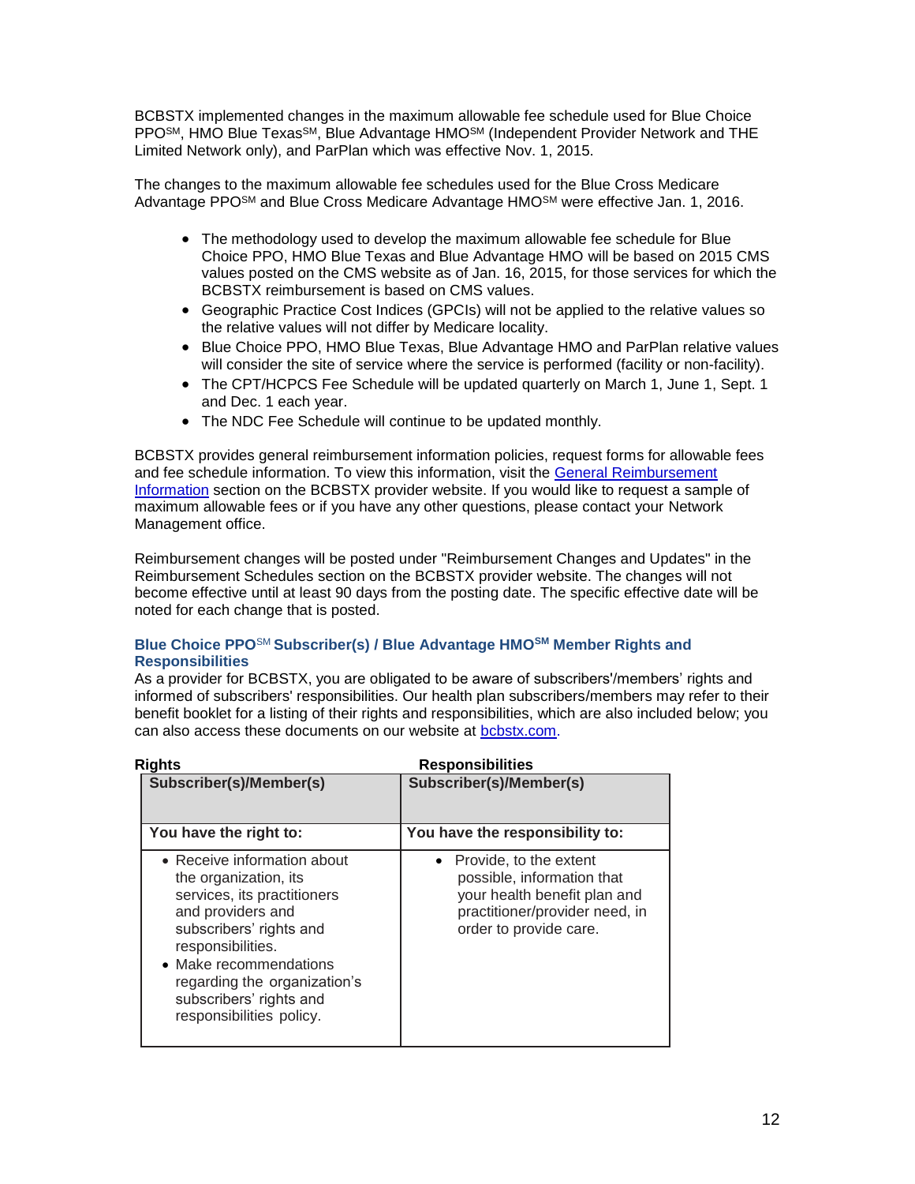BCBSTX implemented changes in the maximum allowable fee schedule used for Blue Choice PPO℠, HMO Blue Texas℠, Blue Advantage HMO℠ (Independent Provider Network and THE Limited Network only), and ParPlan which was effective Nov. 1, 2015.

The changes to the maximum allowable fee schedules used for the Blue Cross Medicare Advantage PPO℠ and Blue Cross Medicare Advantage HMO℠ were effective Jan. 1, 2016.

- The methodology used to develop the maximum allowable fee schedule for Blue Choice PPO, HMO Blue Texas and Blue Advantage HMO will be based on 2015 CMS values posted on the CMS website as of Jan. 16, 2015, for those services for which the BCBSTX reimbursement is based on CMS values.
- Geographic Practice Cost Indices (GPCIs) will not be applied to the relative values so the relative values will not differ by Medicare locality.
- Blue Choice PPO, HMO Blue Texas, Blue Advantage HMO and ParPlan relative values will consider the site of service where the service is performed (facility or non-facility).
- The CPT/HCPCS Fee Schedule will be updated quarterly on March 1, June 1, Sept. 1 and Dec. 1 each year.
- The NDC Fee Schedule will continue to be updated monthly.

BCBSTX provides general reimbursement information policies, request forms for allowable fees and fee schedule information. To view this information, visit the [General Reimbursement Information] section on the BCBSTX provider website. If you would like to request a sample of maximum allowable fees or if you have any other questions, please contact your Network Management office.

Reimbursement changes will be posted under "Reimbursement Changes and Updates" in the Reimbursement Schedules section on the BCBSTX provider website. The changes will not become effective until at least 90 days from the posting date. The specific effective date will be noted for each change that is posted.

### Blue Choice PPO℠ Subscriber(s) / Blue Advantage HMO℠ Member Rights and Responsibilities

As a provider for BCBSTX, you are obligated to be aware of subscribers'/members' rights and informed of subscribers' responsibilities. Our health plan subscribers/members may refer to their benefit booklet for a listing of their rights and responsibilities, which are also included below; you can also access these documents on our website at bcbstx.com.

| Rights | Responsibilities |
|---|---|
| **Subscriber(s)/Member(s)** | **Subscriber(s)/Member(s)** |
| **You have the right to:** | **You have the responsibility to:** |
| • Receive information about the organization, its services, its practitioners and providers and subscribers' rights and responsibilities.<br>• Make recommendations regarding the organization's subscribers' rights and responsibilities policy. | • Provide, to the extent possible, information that your health benefit plan and practitioner/provider need, in order to provide care. |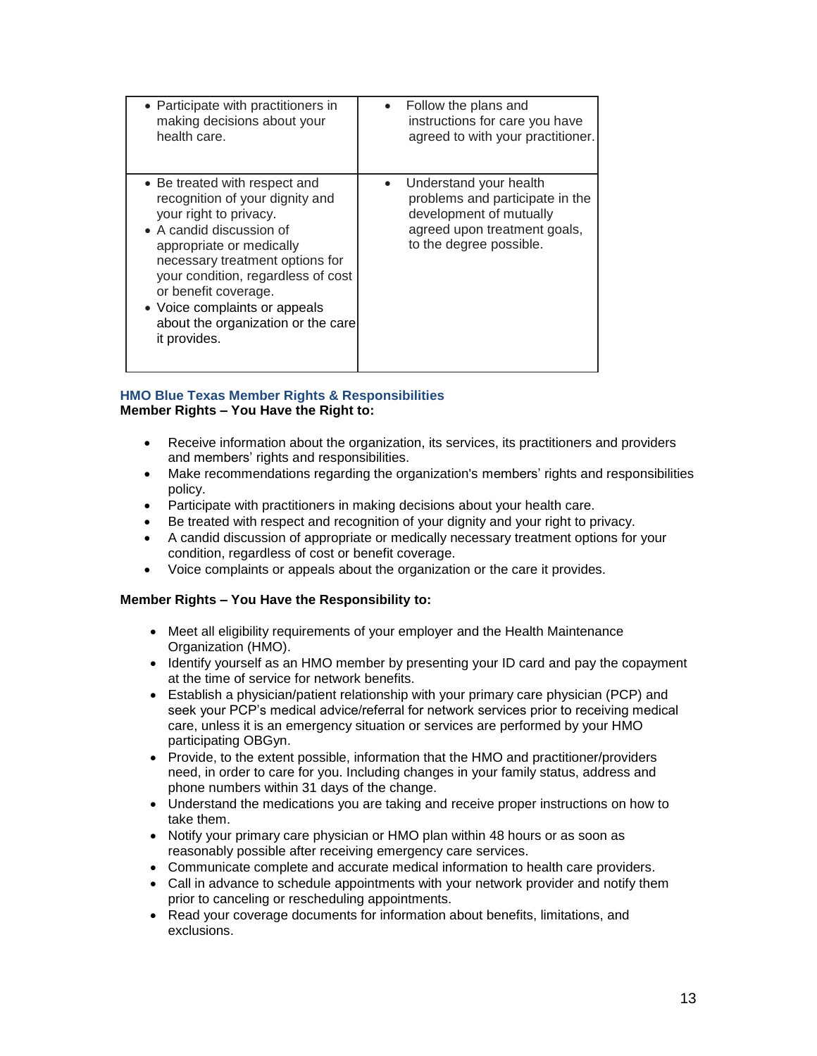| | |
|---|---|
| • Participate with practitioners in making decisions about your health care. | • Follow the plans and instructions for care you have agreed to with your practitioner. |
| • Be treated with respect and recognition of your dignity and your right to privacy.<br>• A candid discussion of appropriate or medically necessary treatment options for your condition, regardless of cost or benefit coverage.<br>• Voice complaints or appeals about the organization or the care it provides. | • Understand your health problems and participate in the development of mutually agreed upon treatment goals, to the degree possible. |

### HMO Blue Texas Member Rights & Responsibilities

**Member Rights – You Have the Right to:**

- Receive information about the organization, its services, its practitioners and providers and members' rights and responsibilities.
- Make recommendations regarding the organization's members' rights and responsibilities policy.
- Participate with practitioners in making decisions about your health care.
- Be treated with respect and recognition of your dignity and your right to privacy.
- A candid discussion of appropriate or medically necessary treatment options for your condition, regardless of cost or benefit coverage.
- Voice complaints or appeals about the organization or the care it provides.

**Member Rights – You Have the Responsibility to:**

- Meet all eligibility requirements of your employer and the Health Maintenance Organization (HMO).
- Identify yourself as an HMO member by presenting your ID card and pay the copayment at the time of service for network benefits.
- Establish a physician/patient relationship with your primary care physician (PCP) and seek your PCP's medical advice/referral for network services prior to receiving medical care, unless it is an emergency situation or services are performed by your HMO participating OBGyn.
- Provide, to the extent possible, information that the HMO and practitioner/providers need, in order to care for you. Including changes in your family status, address and phone numbers within 31 days of the change.
- Understand the medications you are taking and receive proper instructions on how to take them.
- Notify your primary care physician or HMO plan within 48 hours or as soon as reasonably possible after receiving emergency care services.
- Communicate complete and accurate medical information to health care providers.
- Call in advance to schedule appointments with your network provider and notify them prior to canceling or rescheduling appointments.
- Read your coverage documents for information about benefits, limitations, and exclusions.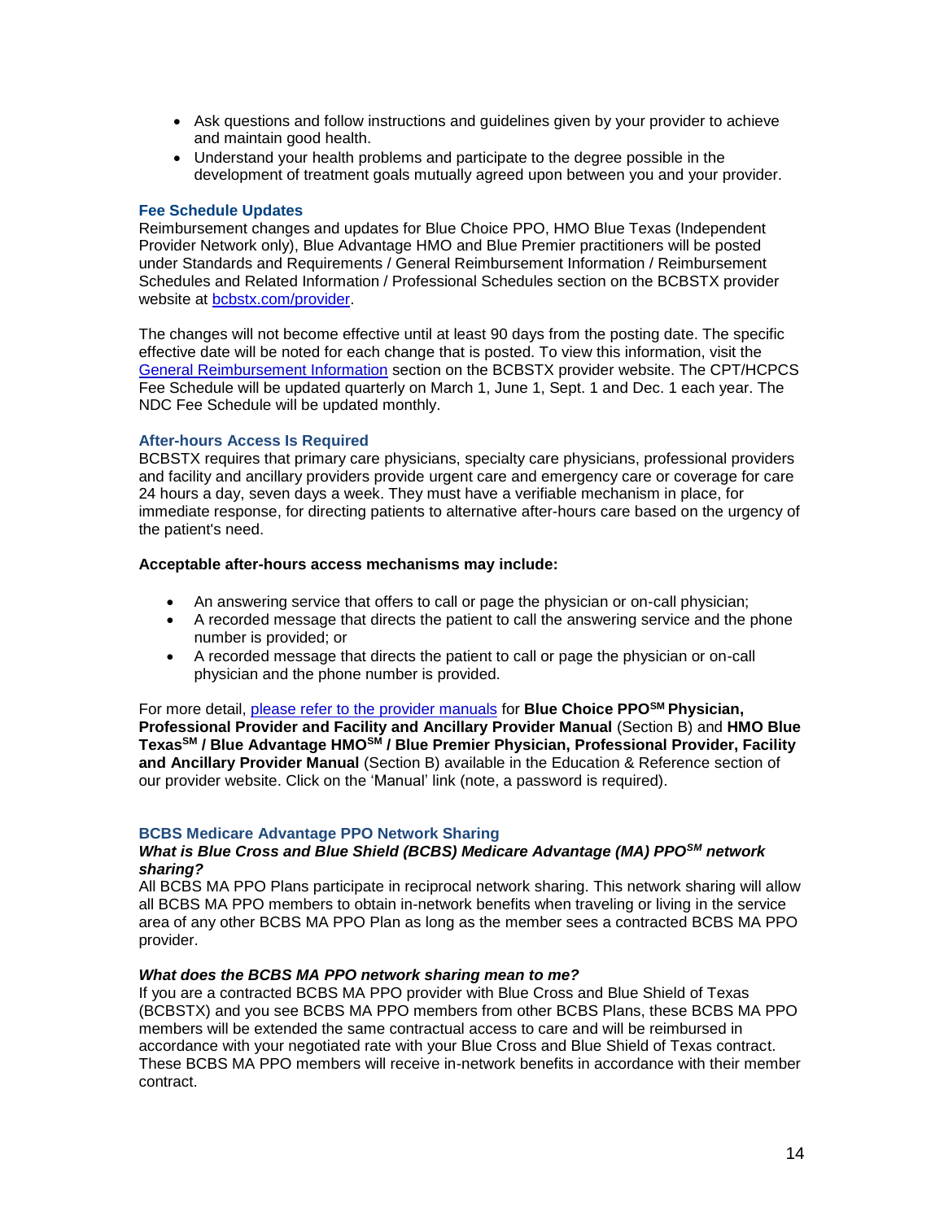- Ask questions and follow instructions and guidelines given by your provider to achieve and maintain good health.
- Understand your health problems and participate to the degree possible in the development of treatment goals mutually agreed upon between you and your provider.

### Fee Schedule Updates

Reimbursement changes and updates for Blue Choice PPO, HMO Blue Texas (Independent Provider Network only), Blue Advantage HMO and Blue Premier practitioners will be posted under Standards and Requirements / General Reimbursement Information / Reimbursement Schedules and Related Information / Professional Schedules section on the BCBSTX provider website at [bcbstx.com/provider](bcbstx.com/provider).

The changes will not become effective until at least 90 days from the posting date. The specific effective date will be noted for each change that is posted. To view this information, visit the [General Reimbursement Information](General Reimbursement Information) section on the BCBSTX provider website. The CPT/HCPCS Fee Schedule will be updated quarterly on March 1, June 1, Sept. 1 and Dec. 1 each year. The NDC Fee Schedule will be updated monthly.

### After-hours Access Is Required

BCBSTX requires that primary care physicians, specialty care physicians, professional providers and facility and ancillary providers provide urgent care and emergency care or coverage for care 24 hours a day, seven days a week. They must have a verifiable mechanism in place, for immediate response, for directing patients to alternative after-hours care based on the urgency of the patient's need.

**Acceptable after-hours access mechanisms may include:**

- An answering service that offers to call or page the physician or on-call physician;
- A recorded message that directs the patient to call the answering service and the phone number is provided; or
- A recorded message that directs the patient to call or page the physician or on-call physician and the phone number is provided.

For more detail, please refer to the provider manuals for **Blue Choice PPO℠ Physician, Professional Provider and Facility and Ancillary Provider Manual** (Section B) and **HMO Blue Texas℠ / Blue Advantage HMO℠ / Blue Premier Physician, Professional Provider, Facility and Ancillary Provider Manual** (Section B) available in the Education & Reference section of our provider website. Click on the 'Manual' link (note, a password is required).

### BCBS Medicare Advantage PPO Network Sharing

***What is Blue Cross and Blue Shield (BCBS) Medicare Advantage (MA) PPO℠ network sharing?***

All BCBS MA PPO Plans participate in reciprocal network sharing. This network sharing will allow all BCBS MA PPO members to obtain in-network benefits when traveling or living in the service area of any other BCBS MA PPO Plan as long as the member sees a contracted BCBS MA PPO provider.

***What does the BCBS MA PPO network sharing mean to me?***

If you are a contracted BCBS MA PPO provider with Blue Cross and Blue Shield of Texas (BCBSTX) and you see BCBS MA PPO members from other BCBS Plans, these BCBS MA PPO members will be extended the same contractual access to care and will be reimbursed in accordance with your negotiated rate with your Blue Cross and Blue Shield of Texas contract. These BCBS MA PPO members will receive in-network benefits in accordance with their member contract.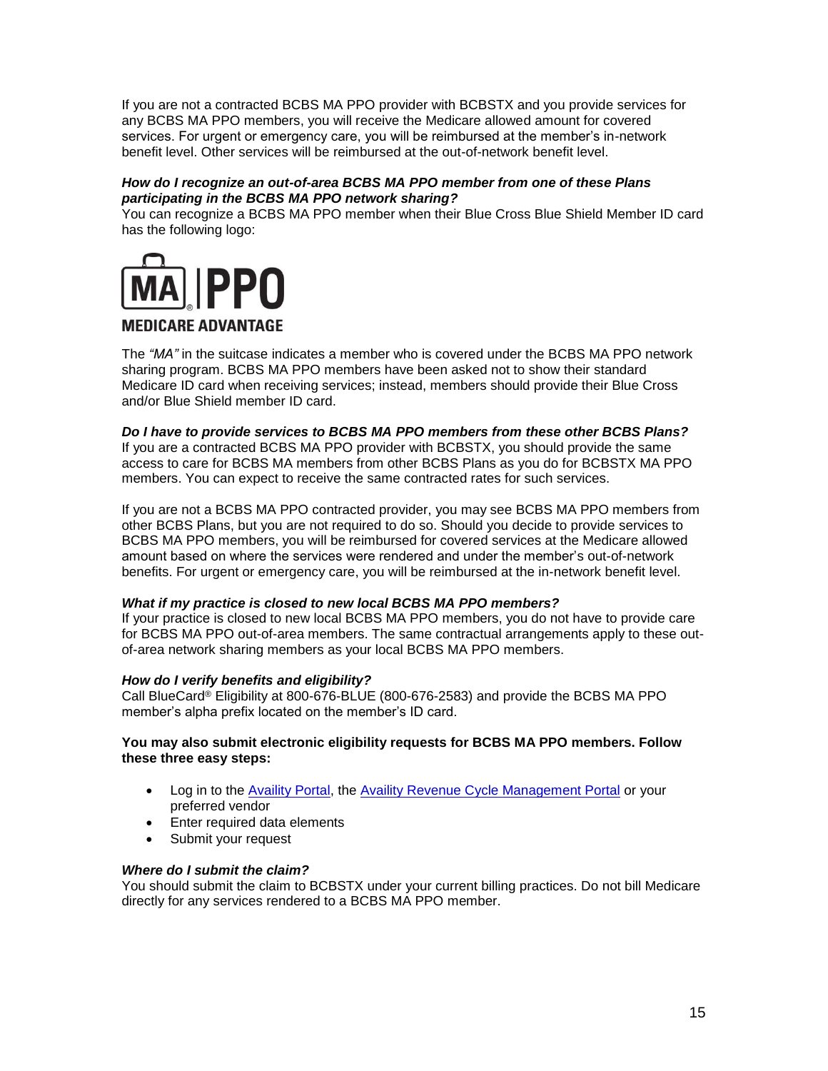If you are not a contracted BCBS MA PPO provider with BCBSTX and you provide services for any BCBS MA PPO members, you will receive the Medicare allowed amount for covered services. For urgent or emergency care, you will be reimbursed at the member's in-network benefit level. Other services will be reimbursed at the out-of-network benefit level.

***How do I recognize an out-of-area BCBS MA PPO member from one of these Plans participating in the BCBS MA PPO network sharing?***

You can recognize a BCBS MA PPO member when their Blue Cross Blue Shield Member ID card has the following logo:

MA | PPO
MEDICARE ADVANTAGE

The *"MA"* in the suitcase indicates a member who is covered under the BCBS MA PPO network sharing program. BCBS MA PPO members have been asked not to show their standard Medicare ID card when receiving services; instead, members should provide their Blue Cross and/or Blue Shield member ID card.

***Do I have to provide services to BCBS MA PPO members from these other BCBS Plans?***

If you are a contracted BCBS MA PPO provider with BCBSTX, you should provide the same access to care for BCBS MA members from other BCBS Plans as you do for BCBSTX MA PPO members. You can expect to receive the same contracted rates for such services.

If you are not a BCBS MA PPO contracted provider, you may see BCBS MA PPO members from other BCBS Plans, but you are not required to do so. Should you decide to provide services to BCBS MA PPO members, you will be reimbursed for covered services at the Medicare allowed amount based on where the services were rendered and under the member's out-of-network benefits. For urgent or emergency care, you will be reimbursed at the in-network benefit level.

***What if my practice is closed to new local BCBS MA PPO members?***

If your practice is closed to new local BCBS MA PPO members, you do not have to provide care for BCBS MA PPO out-of-area members. The same contractual arrangements apply to these out-of-area network sharing members as your local BCBS MA PPO members.

***How do I verify benefits and eligibility?***

Call BlueCard® Eligibility at 800-676-BLUE (800-676-2583) and provide the BCBS MA PPO member's alpha prefix located on the member's ID card.

**You may also submit electronic eligibility requests for BCBS MA PPO members. Follow these three easy steps:**

- Log in to the Availity Portal, the Availity Revenue Cycle Management Portal or your preferred vendor
- Enter required data elements
- Submit your request

***Where do I submit the claim?***

You should submit the claim to BCBSTX under your current billing practices. Do not bill Medicare directly for any services rendered to a BCBS MA PPO member.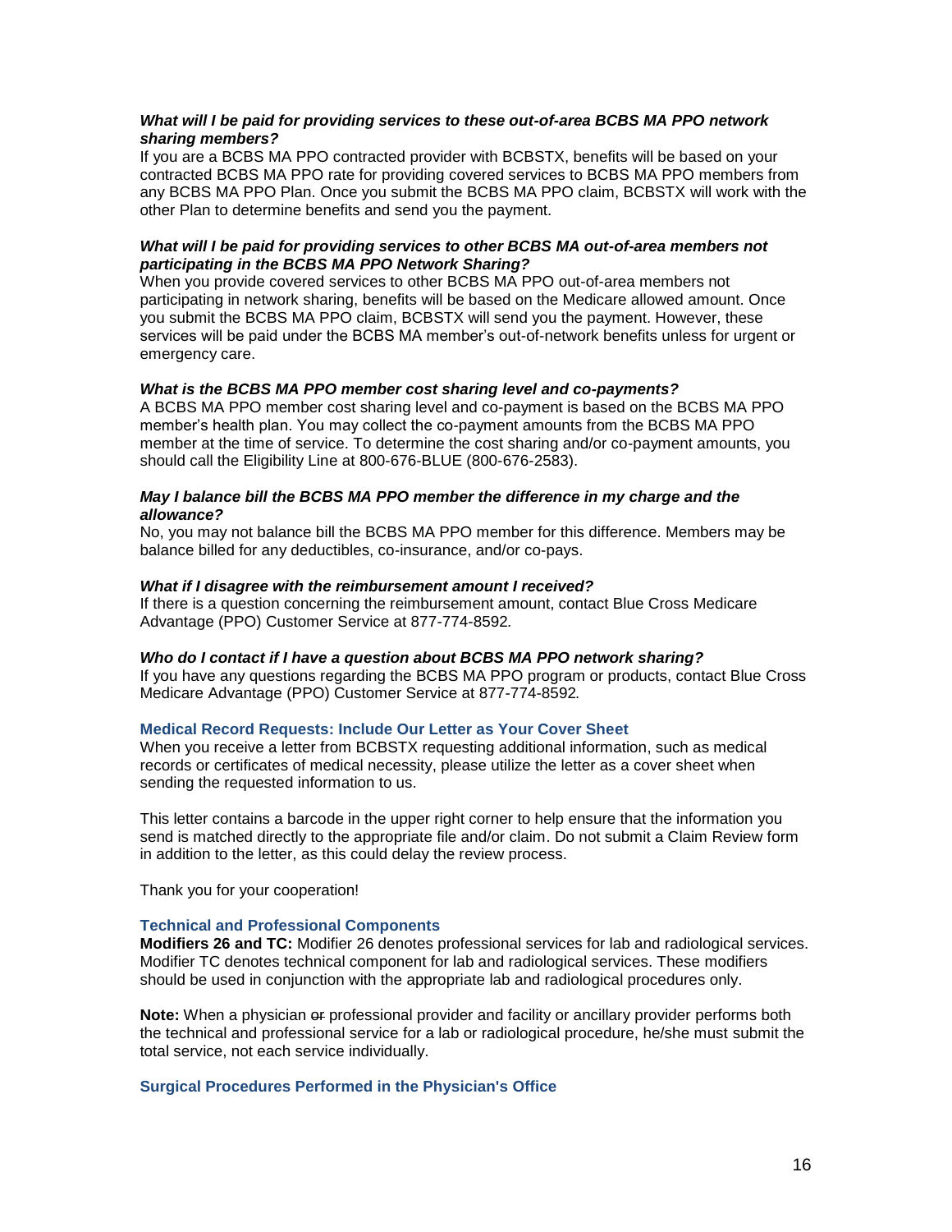***What will I be paid for providing services to these out-of-area BCBS MA PPO network sharing members?***

If you are a BCBS MA PPO contracted provider with BCBSTX, benefits will be based on your contracted BCBS MA PPO rate for providing covered services to BCBS MA PPO members from any BCBS MA PPO Plan. Once you submit the BCBS MA PPO claim, BCBSTX will work with the other Plan to determine benefits and send you the payment.

***What will I be paid for providing services to other BCBS MA out-of-area members not participating in the BCBS MA PPO Network Sharing?***

When you provide covered services to other BCBS MA PPO out-of-area members not participating in network sharing, benefits will be based on the Medicare allowed amount. Once you submit the BCBS MA PPO claim, BCBSTX will send you the payment. However, these services will be paid under the BCBS MA member's out-of-network benefits unless for urgent or emergency care.

***What is the BCBS MA PPO member cost sharing level and co-payments?***

A BCBS MA PPO member cost sharing level and co-payment is based on the BCBS MA PPO member's health plan. You may collect the co-payment amounts from the BCBS MA PPO member at the time of service. To determine the cost sharing and/or co-payment amounts, you should call the Eligibility Line at 800-676-BLUE (800-676-2583).

***May I balance bill the BCBS MA PPO member the difference in my charge and the allowance?***

No, you may not balance bill the BCBS MA PPO member for this difference. Members may be balance billed for any deductibles, co-insurance, and/or co-pays.

***What if I disagree with the reimbursement amount I received?***

If there is a question concerning the reimbursement amount, contact Blue Cross Medicare Advantage (PPO) Customer Service at 877-774-8592.

***Who do I contact if I have a question about BCBS MA PPO network sharing?***

If you have any questions regarding the BCBS MA PPO program or products, contact Blue Cross Medicare Advantage (PPO) Customer Service at 877-774-8592.

### Medical Record Requests: Include Our Letter as Your Cover Sheet

When you receive a letter from BCBSTX requesting additional information, such as medical records or certificates of medical necessity, please utilize the letter as a cover sheet when sending the requested information to us.

This letter contains a barcode in the upper right corner to help ensure that the information you send is matched directly to the appropriate file and/or claim. Do not submit a Claim Review form in addition to the letter, as this could delay the review process.

Thank you for your cooperation!

### Technical and Professional Components

**Modifiers 26 and TC:** Modifier 26 denotes professional services for lab and radiological services. Modifier TC denotes technical component for lab and radiological services. These modifiers should be used in conjunction with the appropriate lab and radiological procedures only.

**Note:** When a physician ~~or~~ professional provider and facility or ancillary provider performs both the technical and professional service for a lab or radiological procedure, he/she must submit the total service, not each service individually.

### Surgical Procedures Performed in the Physician's Office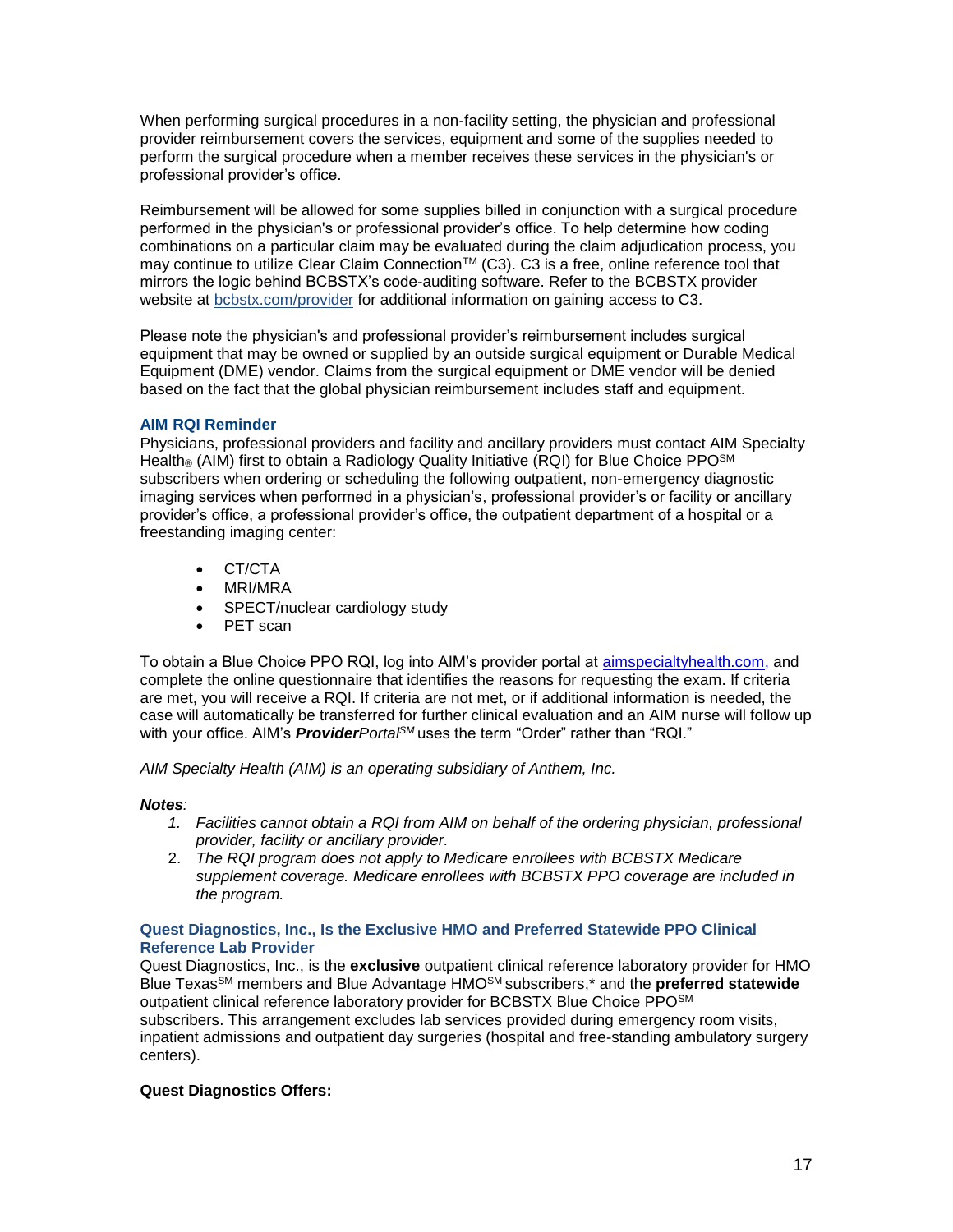When performing surgical procedures in a non-facility setting, the physician and professional provider reimbursement covers the services, equipment and some of the supplies needed to perform the surgical procedure when a member receives these services in the physician's or professional provider's office.

Reimbursement will be allowed for some supplies billed in conjunction with a surgical procedure performed in the physician's or professional provider's office. To help determine how coding combinations on a particular claim may be evaluated during the claim adjudication process, you may continue to utilize Clear Claim Connection™ (C3). C3 is a free, online reference tool that mirrors the logic behind BCBSTX's code-auditing software. Refer to the BCBSTX provider website at [bcbstx.com/provider](bcbstx.com/provider) for additional information on gaining access to C3.

Please note the physician's and professional provider's reimbursement includes surgical equipment that may be owned or supplied by an outside surgical equipment or Durable Medical Equipment (DME) vendor. Claims from the surgical equipment or DME vendor will be denied based on the fact that the global physician reimbursement includes staff and equipment.

### AIM RQI Reminder

Physicians, professional providers and facility and ancillary providers must contact AIM Specialty Health® (AIM) first to obtain a Radiology Quality Initiative (RQI) for Blue Choice PPO℠ subscribers when ordering or scheduling the following outpatient, non-emergency diagnostic imaging services when performed in a physician's, professional provider's or facility or ancillary provider's office, a professional provider's office, the outpatient department of a hospital or a freestanding imaging center:

- CT/CTA
- MRI/MRA
- SPECT/nuclear cardiology study
- PET scan

To obtain a Blue Choice PPO RQI, log into AIM's provider portal at [aimspecialtyhealth.com](aimspecialtyhealth.com), and complete the online questionnaire that identifies the reasons for requesting the exam. If criteria are met, you will receive a RQI. If criteria are not met, or if additional information is needed, the case will automatically be transferred for further clinical evaluation and an AIM nurse will follow up with your office. AIM's ***Provider****Portal*℠ uses the term "Order" rather than "RQI."

*AIM Specialty Health (AIM) is an operating subsidiary of Anthem, Inc.*

***Notes**:*

1. *Facilities cannot obtain a RQI from AIM on behalf of the ordering physician, professional provider, facility or ancillary provider.*
2. *The RQI program does not apply to Medicare enrollees with BCBSTX Medicare supplement coverage. Medicare enrollees with BCBSTX PPO coverage are included in the program.*

### Quest Diagnostics, Inc., Is the Exclusive HMO and Preferred Statewide PPO Clinical Reference Lab Provider

Quest Diagnostics, Inc., is the **exclusive** outpatient clinical reference laboratory provider for HMO Blue Texas℠ members and Blue Advantage HMO℠ subscribers,* and the **preferred statewide** outpatient clinical reference laboratory provider for BCBSTX Blue Choice PPO℠ subscribers. This arrangement excludes lab services provided during emergency room visits, inpatient admissions and outpatient day surgeries (hospital and free-standing ambulatory surgery centers).

**Quest Diagnostics Offers:**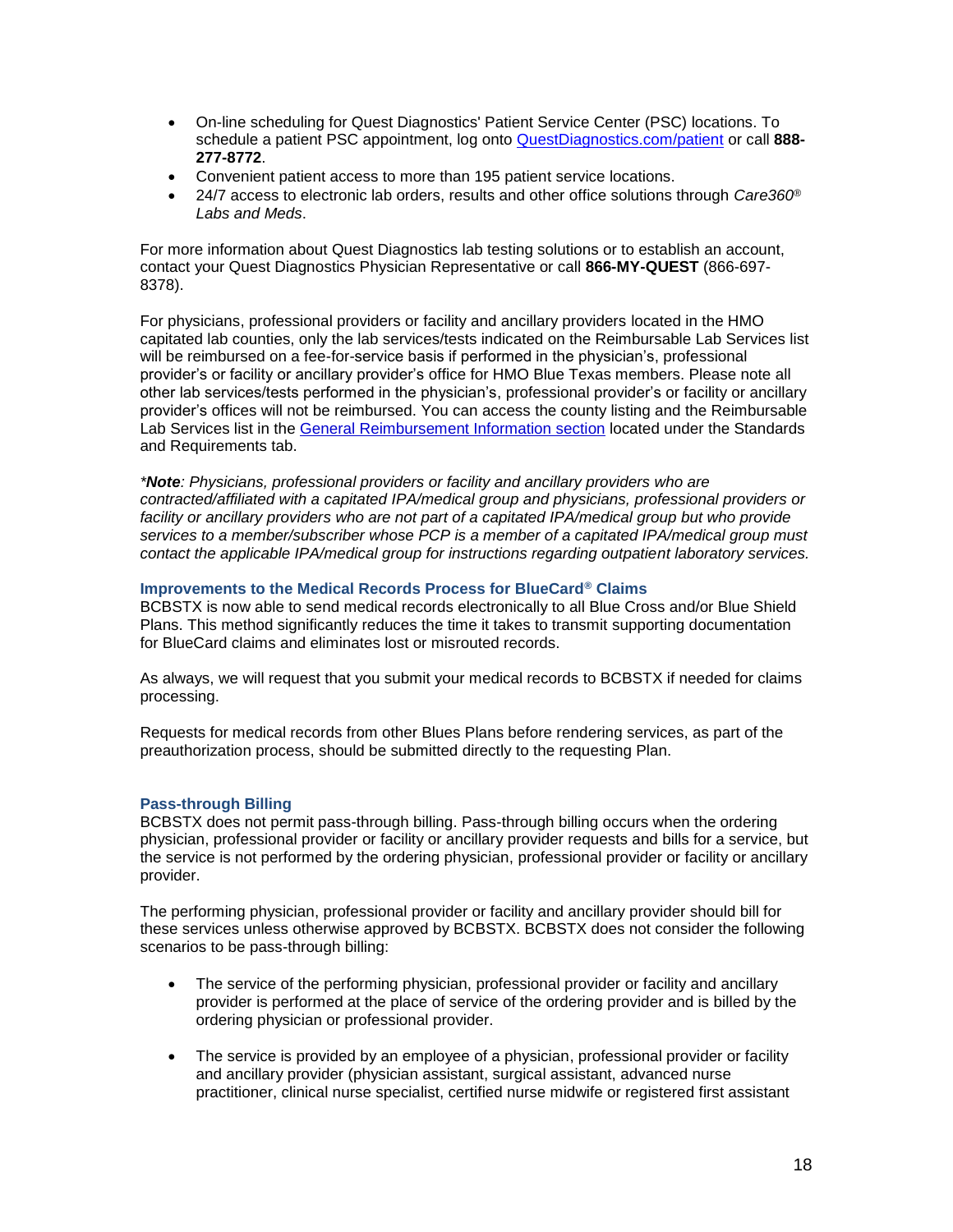- On-line scheduling for Quest Diagnostics' Patient Service Center (PSC) locations. To schedule a patient PSC appointment, log onto [QuestDiagnostics.com/patient](QuestDiagnostics.com/patient) or call **888-277-8772**.
- Convenient patient access to more than 195 patient service locations.
- 24/7 access to electronic lab orders, results and other office solutions through *Care360® Labs and Meds*.

For more information about Quest Diagnostics lab testing solutions or to establish an account, contact your Quest Diagnostics Physician Representative or call **866-MY-QUEST** (866-697-8378).

For physicians, professional providers or facility and ancillary providers located in the HMO capitated lab counties, only the lab services/tests indicated on the Reimbursable Lab Services list will be reimbursed on a fee-for-service basis if performed in the physician's, professional provider's or facility or ancillary provider's office for HMO Blue Texas members. Please note all other lab services/tests performed in the physician's, professional provider's or facility or ancillary provider's offices will not be reimbursed. You can access the county listing and the Reimbursable Lab Services list in the [General Reimbursement Information section]() located under the Standards and Requirements tab.

*\*__Note__: Physicians, professional providers or facility and ancillary providers who are contracted/affiliated with a capitated IPA/medical group and physicians, professional providers or facility or ancillary providers who are not part of a capitated IPA/medical group but who provide services to a member/subscriber whose PCP is a member of a capitated IPA/medical group must contact the applicable IPA/medical group for instructions regarding outpatient laboratory services.*

### Improvements to the Medical Records Process for BlueCard® Claims

BCBSTX is now able to send medical records electronically to all Blue Cross and/or Blue Shield Plans. This method significantly reduces the time it takes to transmit supporting documentation for BlueCard claims and eliminates lost or misrouted records.

As always, we will request that you submit your medical records to BCBSTX if needed for claims processing.

Requests for medical records from other Blues Plans before rendering services, as part of the preauthorization process, should be submitted directly to the requesting Plan.

### Pass-through Billing

BCBSTX does not permit pass-through billing. Pass-through billing occurs when the ordering physician, professional provider or facility or ancillary provider requests and bills for a service, but the service is not performed by the ordering physician, professional provider or facility or ancillary provider.

The performing physician, professional provider or facility and ancillary provider should bill for these services unless otherwise approved by BCBSTX. BCBSTX does not consider the following scenarios to be pass-through billing:

- The service of the performing physician, professional provider or facility and ancillary provider is performed at the place of service of the ordering provider and is billed by the ordering physician or professional provider.
- The service is provided by an employee of a physician, professional provider or facility and ancillary provider (physician assistant, surgical assistant, advanced nurse practitioner, clinical nurse specialist, certified nurse midwife or registered first assistant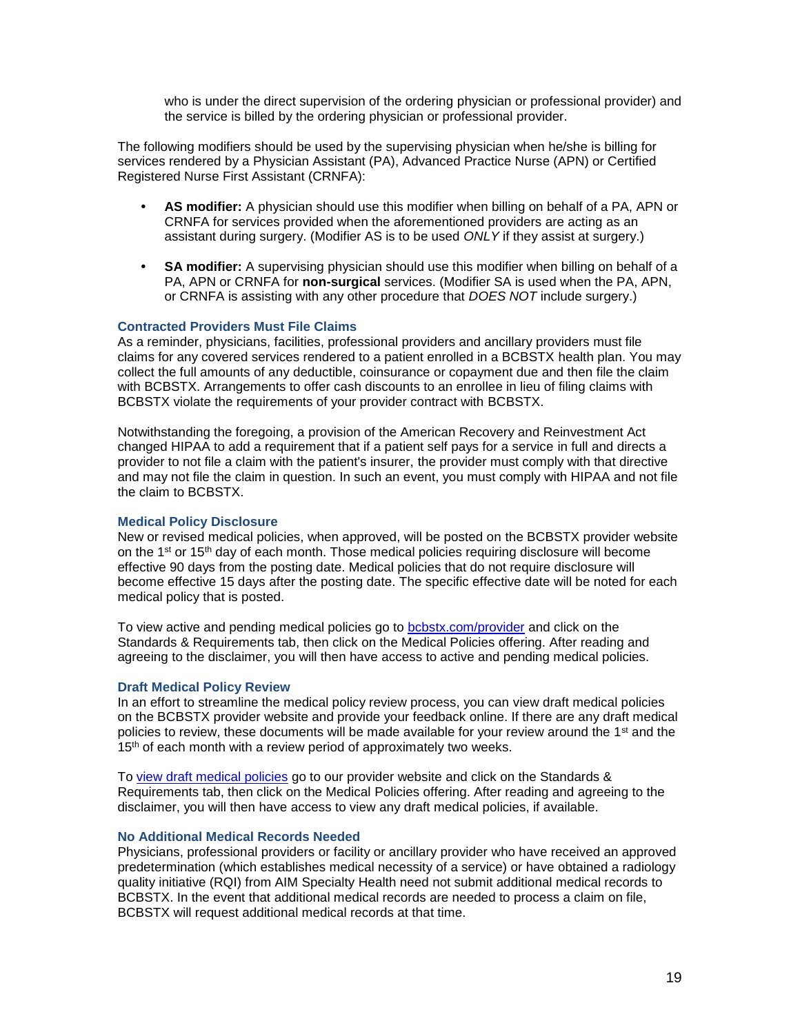who is under the direct supervision of the ordering physician or professional provider) and the service is billed by the ordering physician or professional provider.

The following modifiers should be used by the supervising physician when he/she is billing for services rendered by a Physician Assistant (PA), Advanced Practice Nurse (APN) or Certified Registered Nurse First Assistant (CRNFA):

- **AS modifier:** A physician should use this modifier when billing on behalf of a PA, APN or CRNFA for services provided when the aforementioned providers are acting as an assistant during surgery. (Modifier AS is to be used *ONLY* if they assist at surgery.)
- **SA modifier:** A supervising physician should use this modifier when billing on behalf of a PA, APN or CRNFA for **non-surgical** services. (Modifier SA is used when the PA, APN, or CRNFA is assisting with any other procedure that *DOES NOT* include surgery.)

### Contracted Providers Must File Claims

As a reminder, physicians, facilities, professional providers and ancillary providers must file claims for any covered services rendered to a patient enrolled in a BCBSTX health plan. You may collect the full amounts of any deductible, coinsurance or copayment due and then file the claim with BCBSTX. Arrangements to offer cash discounts to an enrollee in lieu of filing claims with BCBSTX violate the requirements of your provider contract with BCBSTX.

Notwithstanding the foregoing, a provision of the American Recovery and Reinvestment Act changed HIPAA to add a requirement that if a patient self pays for a service in full and directs a provider to not file a claim with the patient's insurer, the provider must comply with that directive and may not file the claim in question. In such an event, you must comply with HIPAA and not file the claim to BCBSTX.

### Medical Policy Disclosure

New or revised medical policies, when approved, will be posted on the BCBSTX provider website on the 1st or 15th day of each month. Those medical policies requiring disclosure will become effective 90 days from the posting date. Medical policies that do not require disclosure will become effective 15 days after the posting date. The specific effective date will be noted for each medical policy that is posted.

To view active and pending medical policies go to [bcbstx.com/provider](bcbstx.com/provider) and click on the Standards & Requirements tab, then click on the Medical Policies offering. After reading and agreeing to the disclaimer, you will then have access to active and pending medical policies.

### Draft Medical Policy Review

In an effort to streamline the medical policy review process, you can view draft medical policies on the BCBSTX provider website and provide your feedback online. If there are any draft medical policies to review, these documents will be made available for your review around the 1st and the 15th of each month with a review period of approximately two weeks.

To view draft medical policies go to our provider website and click on the Standards & Requirements tab, then click on the Medical Policies offering. After reading and agreeing to the disclaimer, you will then have access to view any draft medical policies, if available.

### No Additional Medical Records Needed

Physicians, professional providers or facility or ancillary provider who have received an approved predetermination (which establishes medical necessity of a service) or have obtained a radiology quality initiative (RQI) from AIM Specialty Health need not submit additional medical records to BCBSTX. In the event that additional medical records are needed to process a claim on file, BCBSTX will request additional medical records at that time.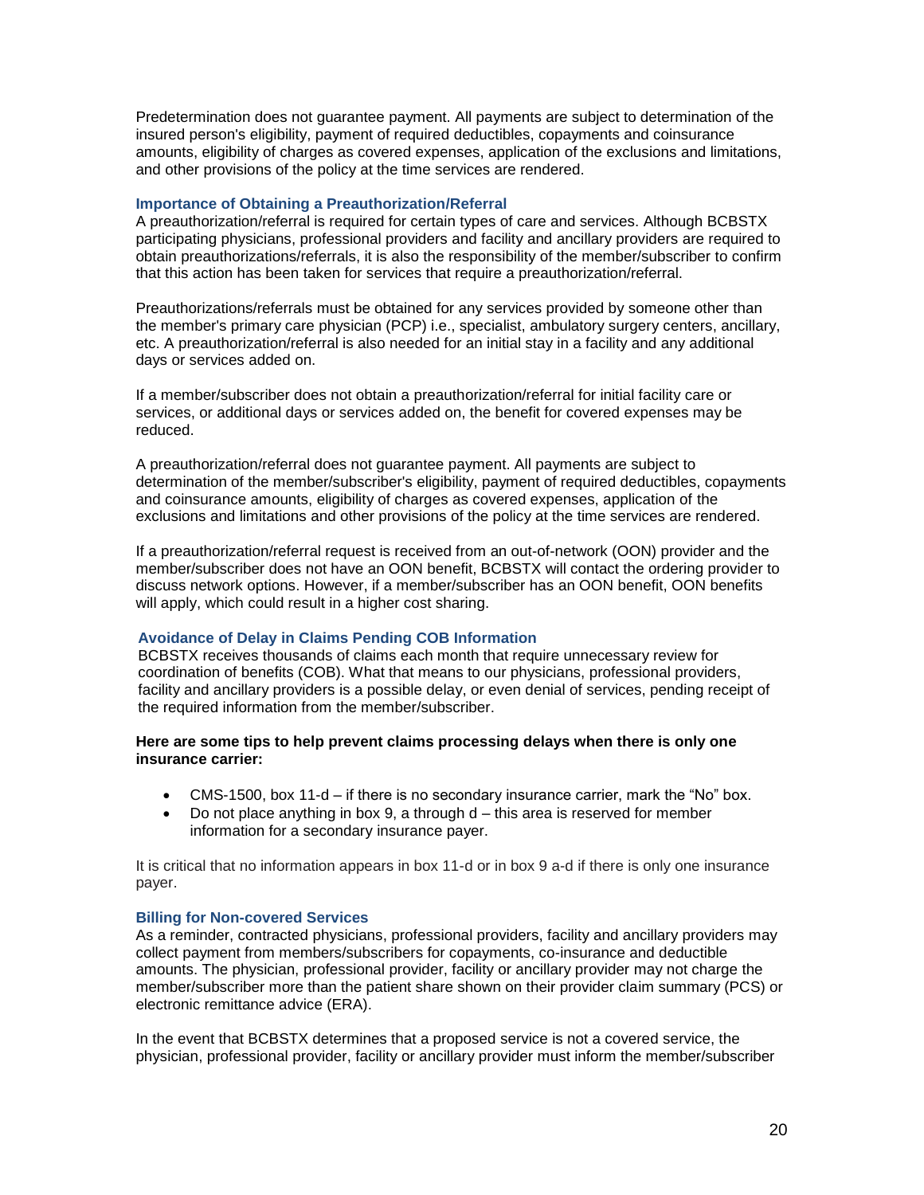Predetermination does not guarantee payment. All payments are subject to determination of the insured person's eligibility, payment of required deductibles, copayments and coinsurance amounts, eligibility of charges as covered expenses, application of the exclusions and limitations, and other provisions of the policy at the time services are rendered.

### Importance of Obtaining a Preauthorization/Referral

A preauthorization/referral is required for certain types of care and services. Although BCBSTX participating physicians, professional providers and facility and ancillary providers are required to obtain preauthorizations/referrals, it is also the responsibility of the member/subscriber to confirm that this action has been taken for services that require a preauthorization/referral.

Preauthorizations/referrals must be obtained for any services provided by someone other than the member's primary care physician (PCP) i.e., specialist, ambulatory surgery centers, ancillary, etc. A preauthorization/referral is also needed for an initial stay in a facility and any additional days or services added on.

If a member/subscriber does not obtain a preauthorization/referral for initial facility care or services, or additional days or services added on, the benefit for covered expenses may be reduced.

A preauthorization/referral does not guarantee payment. All payments are subject to determination of the member/subscriber's eligibility, payment of required deductibles, copayments and coinsurance amounts, eligibility of charges as covered expenses, application of the exclusions and limitations and other provisions of the policy at the time services are rendered.

If a preauthorization/referral request is received from an out-of-network (OON) provider and the member/subscriber does not have an OON benefit, BCBSTX will contact the ordering provider to discuss network options. However, if a member/subscriber has an OON benefit, OON benefits will apply, which could result in a higher cost sharing.

### Avoidance of Delay in Claims Pending COB Information

BCBSTX receives thousands of claims each month that require unnecessary review for coordination of benefits (COB). What that means to our physicians, professional providers, facility and ancillary providers is a possible delay, or even denial of services, pending receipt of the required information from the member/subscriber.

**Here are some tips to help prevent claims processing delays when there is only one insurance carrier:**

- CMS-1500, box 11-d – if there is no secondary insurance carrier, mark the "No" box.
- Do not place anything in box 9, a through d – this area is reserved for member information for a secondary insurance payer.

It is critical that no information appears in box 11-d or in box 9 a-d if there is only one insurance payer.

### Billing for Non-covered Services

As a reminder, contracted physicians, professional providers, facility and ancillary providers may collect payment from members/subscribers for copayments, co-insurance and deductible amounts. The physician, professional provider, facility or ancillary provider may not charge the member/subscriber more than the patient share shown on their provider claim summary (PCS) or electronic remittance advice (ERA).

In the event that BCBSTX determines that a proposed service is not a covered service, the physician, professional provider, facility or ancillary provider must inform the member/subscriber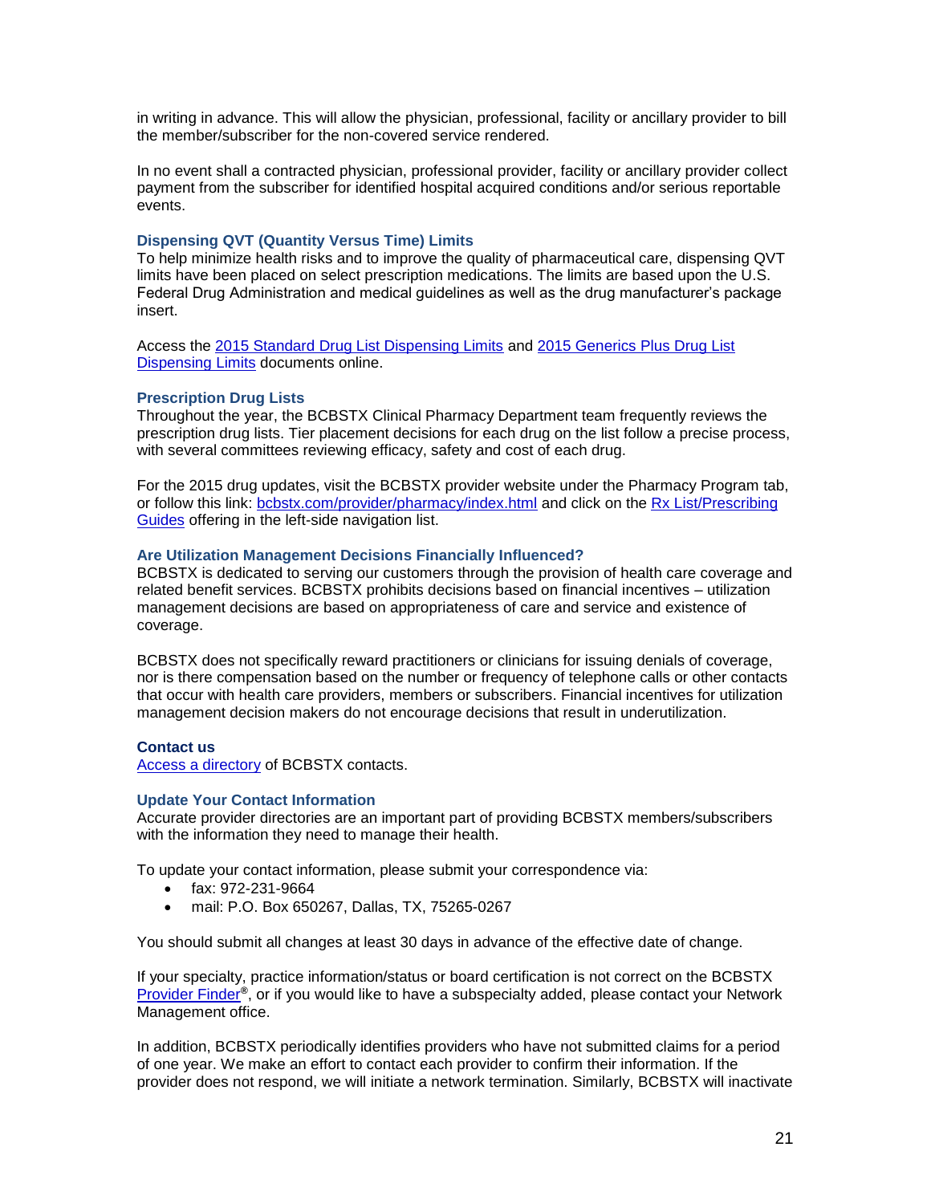in writing in advance. This will allow the physician, professional, facility or ancillary provider to bill the member/subscriber for the non-covered service rendered.

In no event shall a contracted physician, professional provider, facility or ancillary provider collect payment from the subscriber for identified hospital acquired conditions and/or serious reportable events.

### Dispensing QVT (Quantity Versus Time) Limits

To help minimize health risks and to improve the quality of pharmaceutical care, dispensing QVT limits have been placed on select prescription medications. The limits are based upon the U.S. Federal Drug Administration and medical guidelines as well as the drug manufacturer's package insert.

Access the 2015 Standard Drug List Dispensing Limits and 2015 Generics Plus Drug List Dispensing Limits documents online.

### Prescription Drug Lists

Throughout the year, the BCBSTX Clinical Pharmacy Department team frequently reviews the prescription drug lists. Tier placement decisions for each drug on the list follow a precise process, with several committees reviewing efficacy, safety and cost of each drug.

For the 2015 drug updates, visit the BCBSTX provider website under the Pharmacy Program tab, or follow this link: bcbstx.com/provider/pharmacy/index.html and click on the Rx List/Prescribing Guides offering in the left-side navigation list.

### Are Utilization Management Decisions Financially Influenced?

BCBSTX is dedicated to serving our customers through the provision of health care coverage and related benefit services. BCBSTX prohibits decisions based on financial incentives – utilization management decisions are based on appropriateness of care and service and existence of coverage.

BCBSTX does not specifically reward practitioners or clinicians for issuing denials of coverage, nor is there compensation based on the number or frequency of telephone calls or other contacts that occur with health care providers, members or subscribers. Financial incentives for utilization management decision makers do not encourage decisions that result in underutilization.

### Contact us

Access a directory of BCBSTX contacts.

### Update Your Contact Information

Accurate provider directories are an important part of providing BCBSTX members/subscribers with the information they need to manage their health.

To update your contact information, please submit your correspondence via:

- fax: 972-231-9664
- mail: P.O. Box 650267, Dallas, TX, 75265-0267

You should submit all changes at least 30 days in advance of the effective date of change.

If your specialty, practice information/status or board certification is not correct on the BCBSTX Provider Finder®, or if you would like to have a subspecialty added, please contact your Network Management office.

In addition, BCBSTX periodically identifies providers who have not submitted claims for a period of one year. We make an effort to contact each provider to confirm their information. If the provider does not respond, we will initiate a network termination. Similarly, BCBSTX will inactivate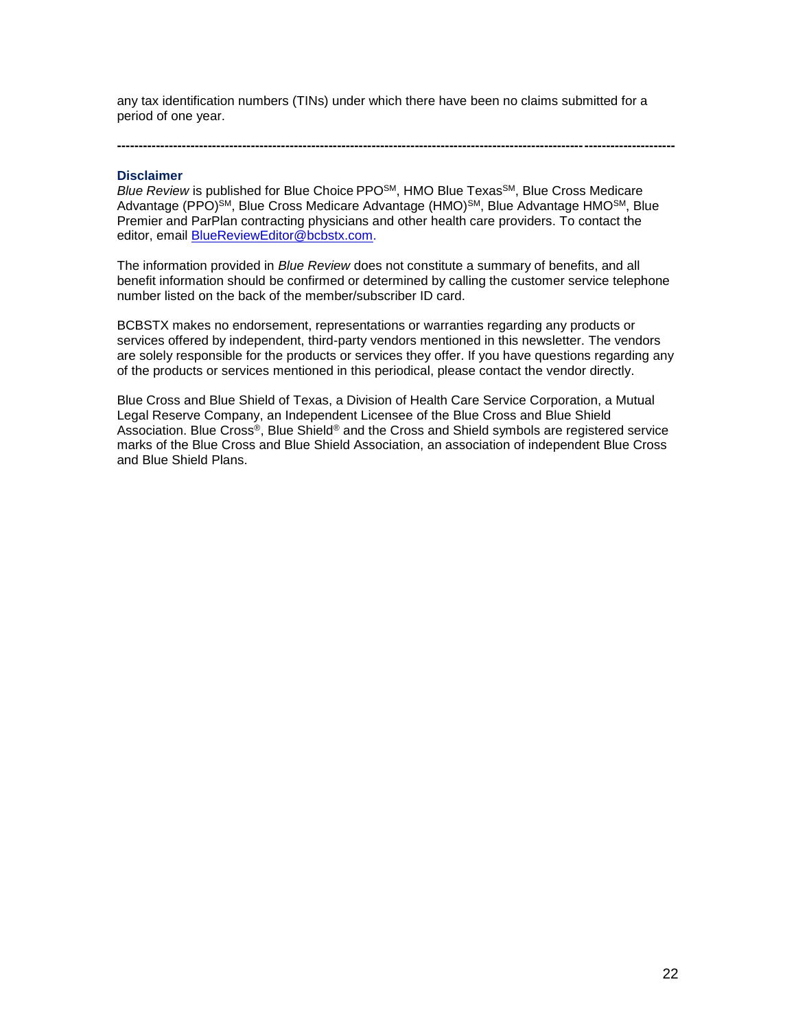any tax identification numbers (TINs) under which there have been no claims submitted for a period of one year.

---

### Disclaimer

*Blue Review* is published for Blue Choice PPO℠, HMO Blue Texas℠, Blue Cross Medicare Advantage (PPO)℠, Blue Cross Medicare Advantage (HMO)℠, Blue Advantage HMO℠, Blue Premier and ParPlan contracting physicians and other health care providers. To contact the editor, email BlueReviewEditor@bcbstx.com.

The information provided in *Blue Review* does not constitute a summary of benefits, and all benefit information should be confirmed or determined by calling the customer service telephone number listed on the back of the member/subscriber ID card.

BCBSTX makes no endorsement, representations or warranties regarding any products or services offered by independent, third-party vendors mentioned in this newsletter. The vendors are solely responsible for the products or services they offer. If you have questions regarding any of the products or services mentioned in this periodical, please contact the vendor directly.

Blue Cross and Blue Shield of Texas, a Division of Health Care Service Corporation, a Mutual Legal Reserve Company, an Independent Licensee of the Blue Cross and Blue Shield Association. Blue Cross®, Blue Shield® and the Cross and Shield symbols are registered service marks of the Blue Cross and Blue Shield Association, an association of independent Blue Cross and Blue Shield Plans.